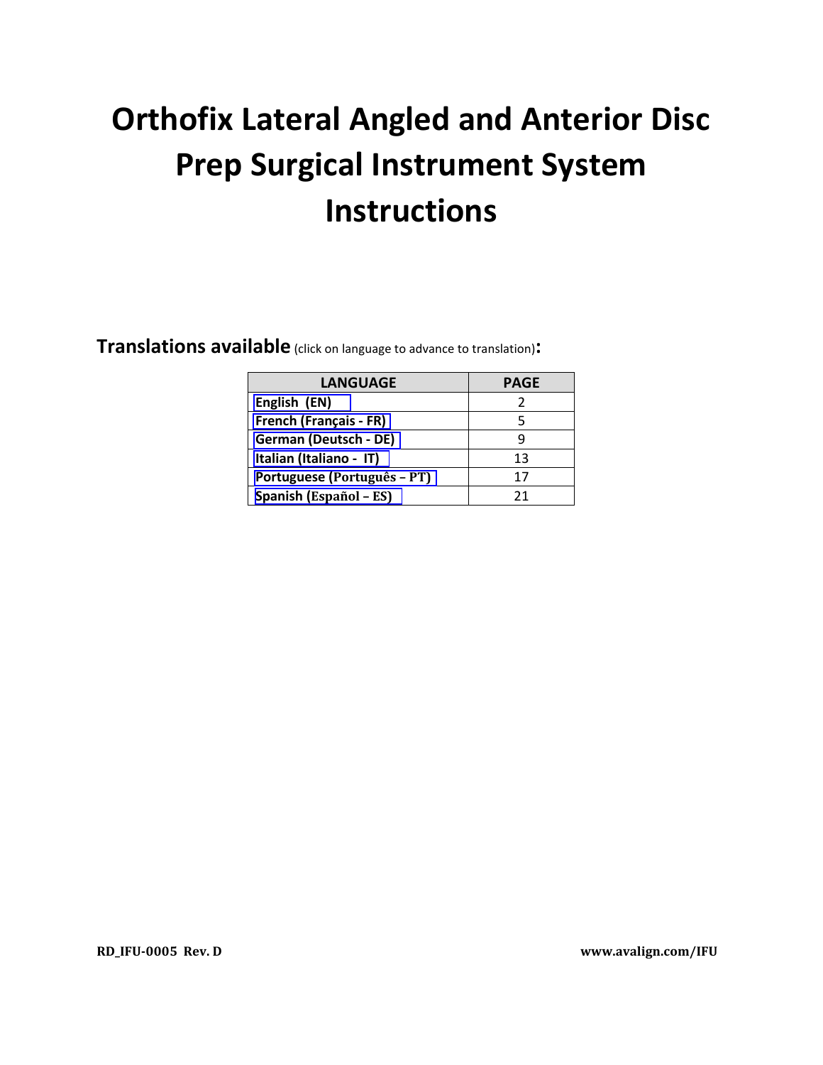# Orthofix Lateral Angled and Anterior Disc Prep Surgical Instrument System Instructions

**Translations available** (click on language to advance to translation)**:**

| LANGUAGE | PAGE |
|---|---|
| **English (EN)** | 2 |
| **French (Français - FR)** | 5 |
| **German (Deutsch - DE)** | 9 |
| **Italian (Italiano - IT)** | 13 |
| **Portuguese (Português – PT)** | 17 |
| **Spanish (Español – ES)** | 21 |

**RD_IFU-0005 Rev. D** **www.avalign.com/IFU**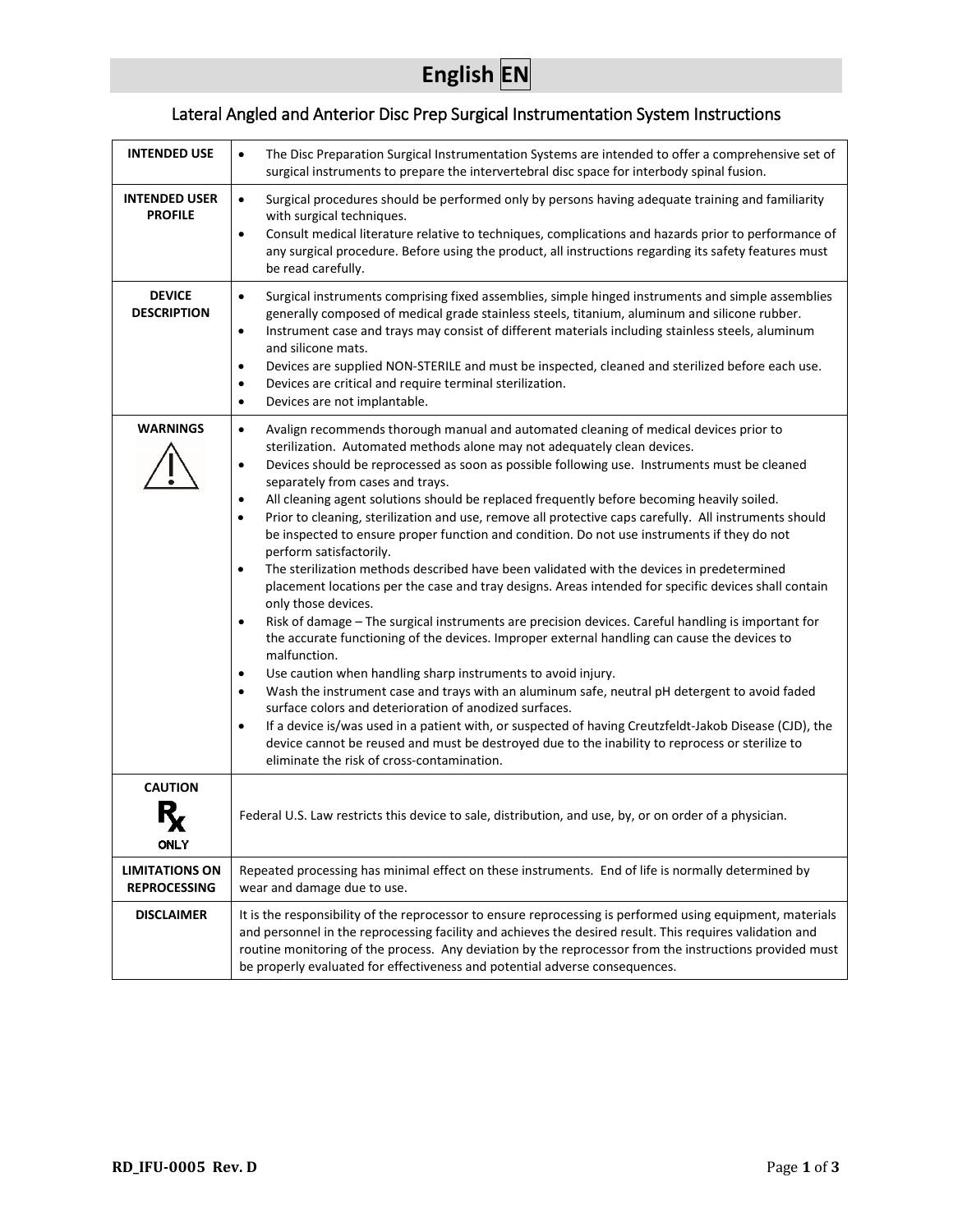# English EN

## Lateral Angled and Anterior Disc Prep Surgical Instrumentation System Instructions

| | |
|---|---|
| **INTENDED USE** | • The Disc Preparation Surgical Instrumentation Systems are intended to offer a comprehensive set of surgical instruments to prepare the intervertebral disc space for interbody spinal fusion. |
| **INTENDED USER PROFILE** | • Surgical procedures should be performed only by persons having adequate training and familiarity with surgical techniques.<br>• Consult medical literature relative to techniques, complications and hazards prior to performance of any surgical procedure. Before using the product, all instructions regarding its safety features must be read carefully. |
| **DEVICE DESCRIPTION** | • Surgical instruments comprising fixed assemblies, simple hinged instruments and simple assemblies generally composed of medical grade stainless steels, titanium, aluminum and silicone rubber.<br>• Instrument case and trays may consist of different materials including stainless steels, aluminum and silicone mats.<br>• Devices are supplied NON-STERILE and must be inspected, cleaned and sterilized before each use.<br>• Devices are critical and require terminal sterilization.<br>• Devices are not implantable. |
| **WARNINGS** | • Avalign recommends thorough manual and automated cleaning of medical devices prior to sterilization. Automated methods alone may not adequately clean devices.<br>• Devices should be reprocessed as soon as possible following use. Instruments must be cleaned separately from cases and trays.<br>• All cleaning agent solutions should be replaced frequently before becoming heavily soiled.<br>• Prior to cleaning, sterilization and use, remove all protective caps carefully. All instruments should be inspected to ensure proper function and condition. Do not use instruments if they do not perform satisfactorily.<br>• The sterilization methods described have been validated with the devices in predetermined placement locations per the case and tray designs. Areas intended for specific devices shall contain only those devices.<br>• Risk of damage – The surgical instruments are precision devices. Careful handling is important for the accurate functioning of the devices. Improper external handling can cause the devices to malfunction.<br>• Use caution when handling sharp instruments to avoid injury.<br>• Wash the instrument case and trays with an aluminum safe, neutral pH detergent to avoid faded surface colors and deterioration of anodized surfaces.<br>• If a device is/was used in a patient with, or suspected of having Creutzfeldt-Jakob Disease (CJD), the device cannot be reused and must be destroyed due to the inability to reprocess or sterilize to eliminate the risk of cross-contamination. |
| **CAUTION** Rx ONLY | Federal U.S. Law restricts this device to sale, distribution, and use, by, or on order of a physician. |
| **LIMITATIONS ON REPROCESSING** | Repeated processing has minimal effect on these instruments. End of life is normally determined by wear and damage due to use. |
| **DISCLAIMER** | It is the responsibility of the reprocessor to ensure reprocessing is performed using equipment, materials and personnel in the reprocessing facility and achieves the desired result. This requires validation and routine monitoring of the process. Any deviation by the reprocessor from the instructions provided must be properly evaluated for effectiveness and potential adverse consequences. |

RD_IFU-0005 Rev. D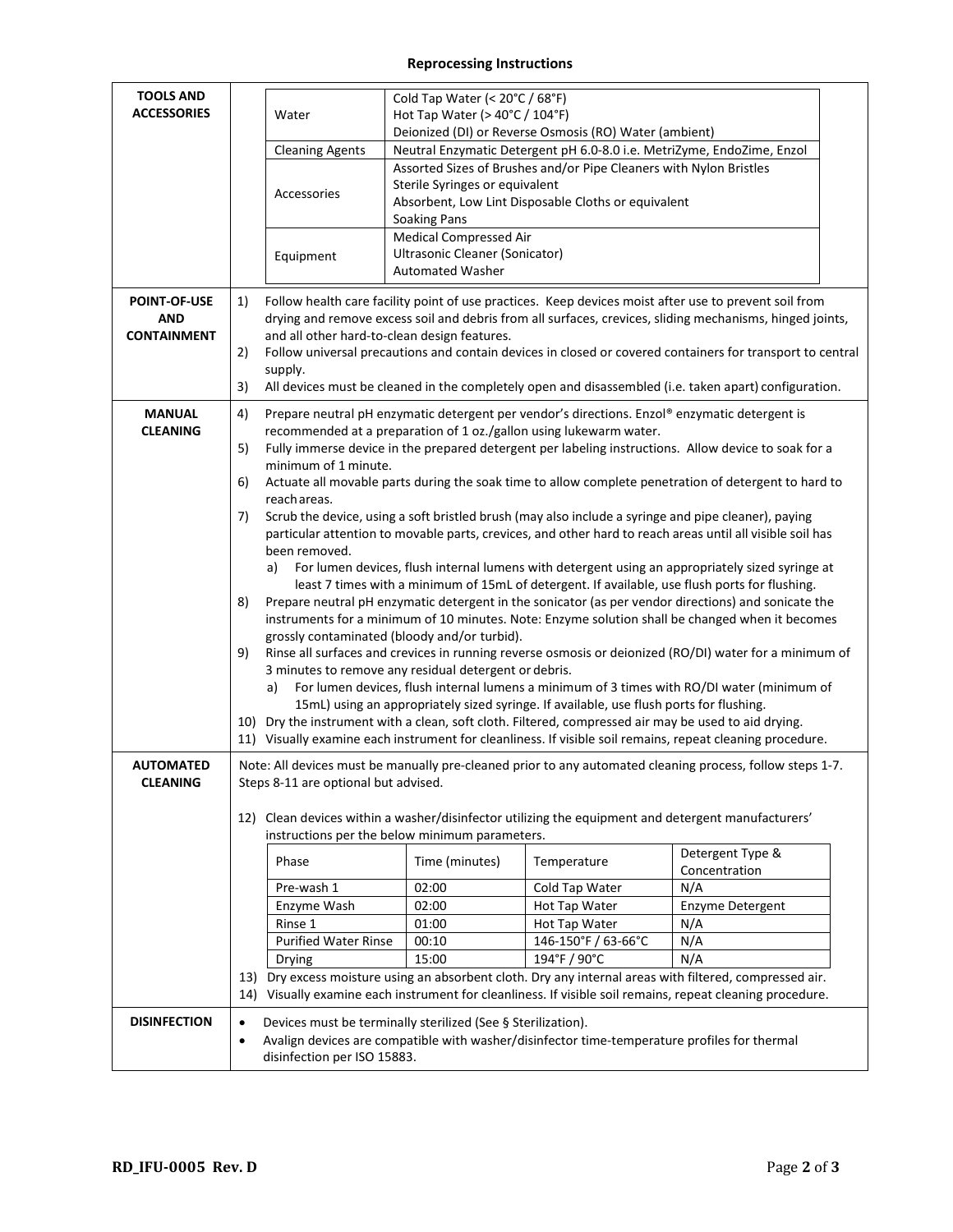## Reprocessing Instructions

| Section | Instructions |
|---|---|
| **TOOLS AND ACCESSORIES** | See table below |
| **POINT-OF-USE AND CONTAINMENT** | 1) Follow health care facility point of use practices. Keep devices moist after use to prevent soil from drying and remove excess soil and debris from all surfaces, crevices, sliding mechanisms, hinged joints, and all other hard-to-clean design features.<br>2) Follow universal precautions and contain devices in closed or covered containers for transport to central supply.<br>3) All devices must be cleaned in the completely open and disassembled (i.e. taken apart) configuration. |
| **MANUAL CLEANING** | 4) Prepare neutral pH enzymatic detergent per vendor's directions. Enzol® enzymatic detergent is recommended at a preparation of 1 oz./gallon using lukewarm water.<br>5) Fully immerse device in the prepared detergent per labeling instructions. Allow device to soak for a minimum of 1 minute.<br>6) Actuate all movable parts during the soak time to allow complete penetration of detergent to hard to reach areas.<br>7) Scrub the device, using a soft bristled brush (may also include a syringe and pipe cleaner), paying particular attention to movable parts, crevices, and other hard to reach areas until all visible soil has been removed.<br>a) For lumen devices, flush internal lumens with detergent using an appropriately sized syringe at least 7 times with a minimum of 15mL of detergent. If available, use flush ports for flushing.<br>8) Prepare neutral pH enzymatic detergent in the sonicator (as per vendor directions) and sonicate the instruments for a minimum of 10 minutes. Note: Enzyme solution shall be changed when it becomes grossly contaminated (bloody and/or turbid).<br>9) Rinse all surfaces and crevices in running reverse osmosis or deionized (RO/DI) water for a minimum of 3 minutes to remove any residual detergent or debris.<br>a) For lumen devices, flush internal lumens a minimum of 3 times with RO/DI water (minimum of 15mL) using an appropriately sized syringe. If available, use flush ports for flushing.<br>10) Dry the instrument with a clean, soft cloth. Filtered, compressed air may be used to aid drying.<br>11) Visually examine each instrument for cleanliness. If visible soil remains, repeat cleaning procedure. |
| **AUTOMATED CLEANING** | Note: All devices must be manually pre-cleaned prior to any automated cleaning process, follow steps 1-7. Steps 8-11 are optional but advised.<br>12) Clean devices within a washer/disinfector utilizing the equipment and detergent manufacturers' instructions per the below minimum parameters.<br>13) Dry excess moisture using an absorbent cloth. Dry any internal areas with filtered, compressed air.<br>14) Visually examine each instrument for cleanliness. If visible soil remains, repeat cleaning procedure. |
| **DISINFECTION** | • Devices must be terminally sterilized (See § Sterilization).<br>• Avalign devices are compatible with washer/disinfector time-temperature profiles for thermal disinfection per ISO 15883. |

**Tools and Accessories**

| Item | Description |
|---|---|
| Water | Cold Tap Water (< 20°C / 68°F)<br>Hot Tap Water (> 40°C / 104°F)<br>Deionized (DI) or Reverse Osmosis (RO) Water (ambient) |
| Cleaning Agents | Neutral Enzymatic Detergent pH 6.0-8.0 i.e. MetriZyme, EndoZime, Enzol |
| Accessories | Assorted Sizes of Brushes and/or Pipe Cleaners with Nylon Bristles<br>Sterile Syringes or equivalent<br>Absorbent, Low Lint Disposable Cloths or equivalent<br>Soaking Pans |
| Equipment | Medical Compressed Air<br>Ultrasonic Cleaner (Sonicator)<br>Automated Washer |

**Automated Cleaning Minimum Parameters**

| Phase | Time (minutes) | Temperature | Detergent Type & Concentration |
|---|---|---|---|
| Pre-wash 1 | 02:00 | Cold Tap Water | N/A |
| Enzyme Wash | 02:00 | Hot Tap Water | Enzyme Detergent |
| Rinse 1 | 01:00 | Hot Tap Water | N/A |
| Purified Water Rinse | 00:10 | 146-150°F / 63-66°C | N/A |
| Drying | 15:00 | 194°F / 90°C | N/A |

RD_IFU-0005 Rev. D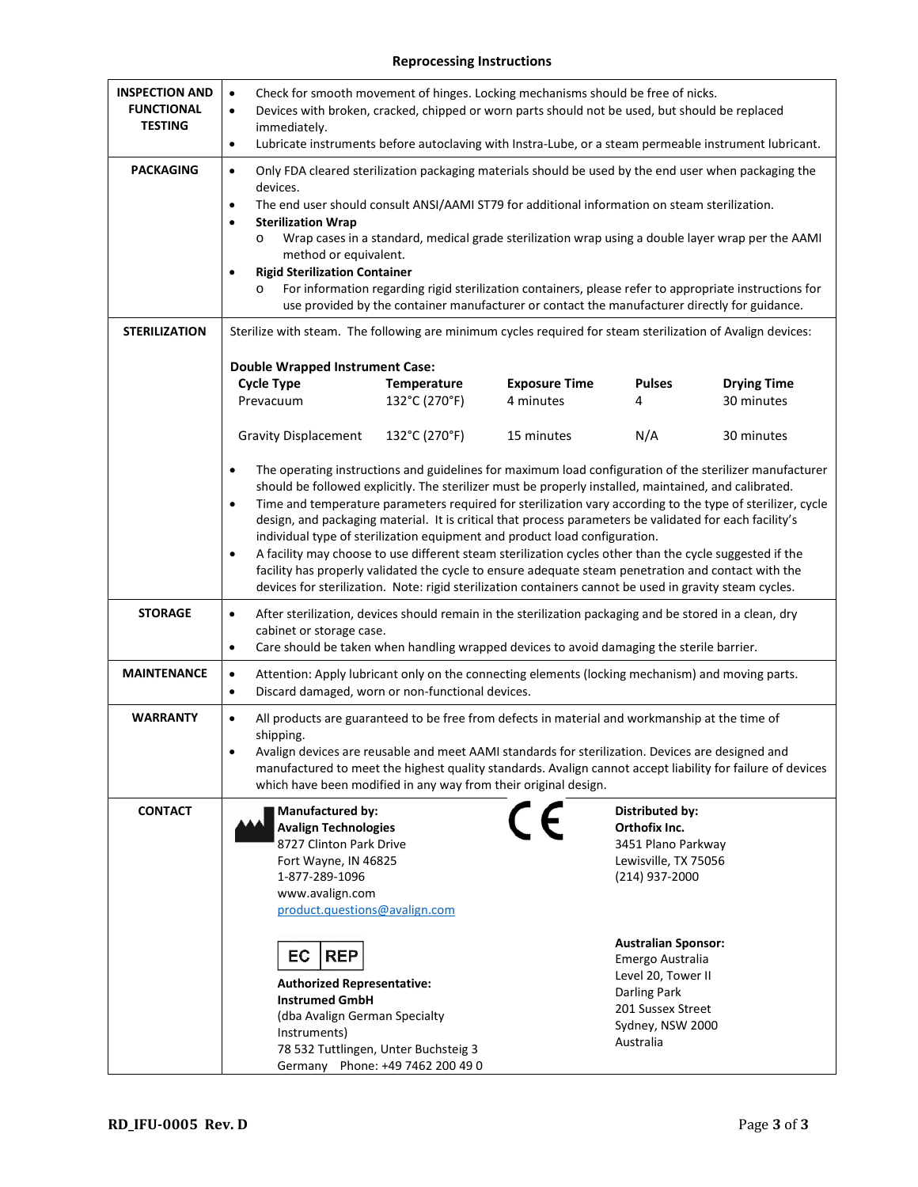## Reprocessing Instructions

| | |
|---|---|
| **INSPECTION AND FUNCTIONAL TESTING** | • Check for smooth movement of hinges. Locking mechanisms should be free of nicks.<br>• Devices with broken, cracked, chipped or worn parts should not be used, but should be replaced immediately.<br>• Lubricate instruments before autoclaving with Instra-Lube, or a steam permeable instrument lubricant. |
| **PACKAGING** | • Only FDA cleared sterilization packaging materials should be used by the end user when packaging the devices.<br>• The end user should consult ANSI/AAMI ST79 for additional information on steam sterilization.<br>• **Sterilization Wrap**<br>  o Wrap cases in a standard, medical grade sterilization wrap using a double layer wrap per the AAMI method or equivalent.<br>• **Rigid Sterilization Container**<br>  o For information regarding rigid sterilization containers, please refer to appropriate instructions for use provided by the container manufacturer or contact the manufacturer directly for guidance. |
| **STERILIZATION** | Sterilize with steam. The following are minimum cycles required for steam sterilization of Avalign devices:<br><br>**Double Wrapped Instrument Case:**<br>**Cycle Type** / **Temperature** / **Exposure Time** / **Pulses** / **Drying Time**<br>Prevacuum / 132°C (270°F) / 4 minutes / 4 / 30 minutes<br>Gravity Displacement / 132°C (270°F) / 15 minutes / N/A / 30 minutes<br><br>• The operating instructions and guidelines for maximum load configuration of the sterilizer manufacturer should be followed explicitly. The sterilizer must be properly installed, maintained, and calibrated.<br>• Time and temperature parameters required for sterilization vary according to the type of sterilizer, cycle design, and packaging material. It is critical that process parameters be validated for each facility's individual type of sterilization equipment and product load configuration.<br>• A facility may choose to use different steam sterilization cycles other than the cycle suggested if the facility has properly validated the cycle to ensure adequate steam penetration and contact with the devices for sterilization. Note: rigid sterilization containers cannot be used in gravity steam cycles. |
| **STORAGE** | • After sterilization, devices should remain in the sterilization packaging and be stored in a clean, dry cabinet or storage case.<br>• Care should be taken when handling wrapped devices to avoid damaging the sterile barrier. |
| **MAINTENANCE** | • Attention: Apply lubricant only on the connecting elements (locking mechanism) and moving parts.<br>• Discard damaged, worn or non-functional devices. |
| **WARRANTY** | • All products are guaranteed to be free from defects in material and workmanship at the time of shipping.<br>• Avalign devices are reusable and meet AAMI standards for sterilization. Devices are designed and manufactured to meet the highest quality standards. Avalign cannot accept liability for failure of devices which have been modified in any way from their original design. |
| **CONTACT** | **Manufactured by:**<br>**Avalign Technologies**<br>8727 Clinton Park Drive<br>Fort Wayne, IN 46825<br>1-877-289-1096<br>www.avalign.com<br>product.questions@avalign.com<br><br>CE<br><br>**Distributed by:**<br>**Orthofix Inc.**<br>3451 Plano Parkway<br>Lewisville, TX 75056<br>(214) 937-2000<br><br>EC REP<br>**Authorized Representative:**<br>**Instrumed GmbH**<br>(dba Avalign German Specialty Instruments)<br>78 532 Tuttlingen, Unter Buchsteig 3<br>Germany Phone: +49 7462 200 49 0<br><br>**Australian Sponsor:**<br>Emergo Australia<br>Level 20, Tower II<br>Darling Park<br>201 Sussex Street<br>Sydney, NSW 2000<br>Australia |

RD_IFU-0005 Rev. D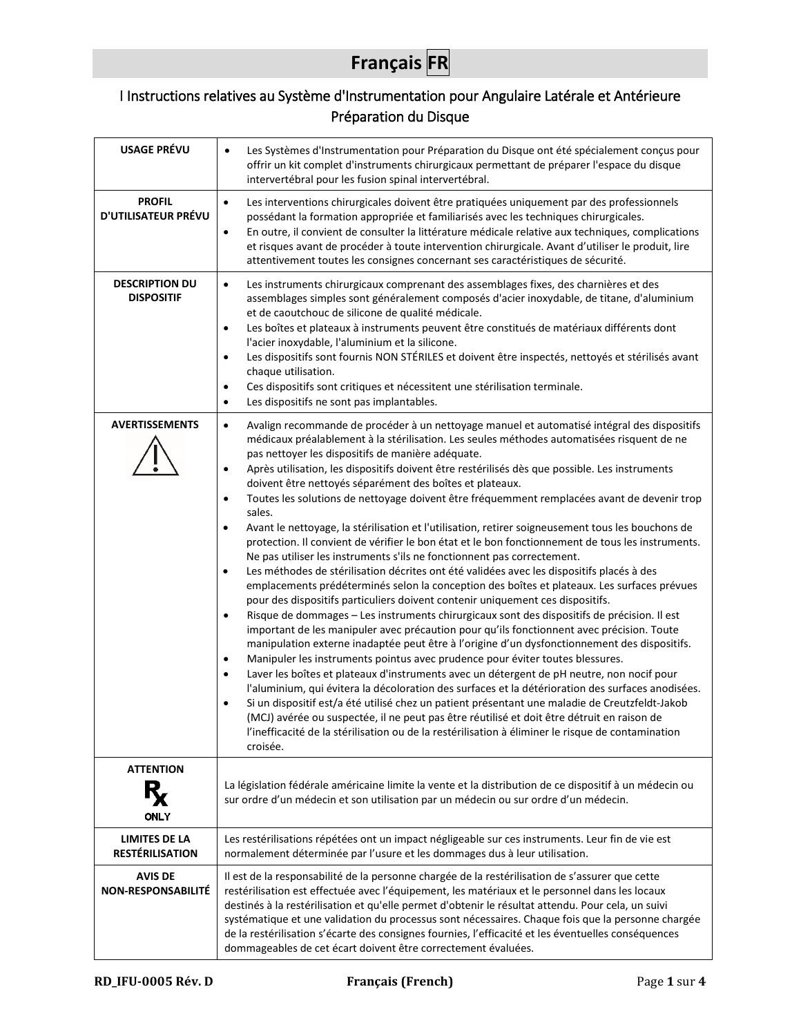# Français FR

## I Instructions relatives au Système d'Instrumentation pour Angulaire Latérale et Antérieure Préparation du Disque

| | |
|---|---|
| **USAGE PRÉVU** | • Les Systèmes d'Instrumentation pour Préparation du Disque ont été spécialement conçus pour offrir un kit complet d'instruments chirurgicaux permettant de préparer l'espace du disque intervertébral pour les fusion spinal intervertébral. |
| **PROFIL D'UTILISATEUR PRÉVU** | • Les interventions chirurgicales doivent être pratiquées uniquement par des professionnels possédant la formation appropriée et familiarisés avec les techniques chirurgicales.<br>• En outre, il convient de consulter la littérature médicale relative aux techniques, complications et risques avant de procéder à toute intervention chirurgicale. Avant d'utiliser le produit, lire attentivement toutes les consignes concernant ses caractéristiques de sécurité. |
| **DESCRIPTION DU DISPOSITIF** | • Les instruments chirurgicaux comprenant des assemblages fixes, des charnières et des assemblages simples sont généralement composés d'acier inoxydable, de titane, d'aluminium et de caoutchouc de silicone de qualité médicale.<br>• Les boîtes et plateaux à instruments peuvent être constitués de matériaux différents dont l'acier inoxydable, l'aluminium et la silicone.<br>• Les dispositifs sont fournis NON STÉRILES et doivent être inspectés, nettoyés et stérilisés avant chaque utilisation.<br>• Ces dispositifs sont critiques et nécessitent une stérilisation terminale.<br>• Les dispositifs ne sont pas implantables. |
| **AVERTISSEMENTS** | • Avalign recommande de procéder à un nettoyage manuel et automatisé intégral des dispositifs médicaux préalablement à la stérilisation. Les seules méthodes automatisées risquent de ne pas nettoyer les dispositifs de manière adéquate.<br>• Après utilisation, les dispositifs doivent être restérilisés dès que possible. Les instruments doivent être nettoyés séparément des boîtes et plateaux.<br>• Toutes les solutions de nettoyage doivent être fréquemment remplacées avant de devenir trop sales.<br>• Avant le nettoyage, la stérilisation et l'utilisation, retirer soigneusement tous les bouchons de protection. Il convient de vérifier le bon état et le bon fonctionnement de tous les instruments. Ne pas utiliser les instruments s'ils ne fonctionnent pas correctement.<br>• Les méthodes de stérilisation décrites ont été validées avec les dispositifs placés à des emplacements prédéterminés selon la conception des boîtes et plateaux. Les surfaces prévues pour des dispositifs particuliers doivent contenir uniquement ces dispositifs.<br>• Risque de dommages – Les instruments chirurgicaux sont des dispositifs de précision. Il est important de les manipuler avec précaution pour qu'ils fonctionnent avec précision. Toute manipulation externe inadaptée peut être à l'origine d'un dysfonctionnement des dispositifs.<br>• Manipuler les instruments pointus avec prudence pour éviter toutes blessures.<br>• Laver les boîtes et plateaux d'instruments avec un détergent de pH neutre, non nocif pour l'aluminium, qui évitera la décoloration des surfaces et la détérioration des surfaces anodisées.<br>• Si un dispositif est/a été utilisé chez un patient présentant une maladie de Creutzfeldt-Jakob (MCJ) avérée ou suspectée, il ne peut pas être réutilisé et doit être détruit en raison de l'inefficacité de la stérilisation ou de la restérilisation à éliminer le risque de contamination croisée. |
| **ATTENTION**<br>Rx ONLY | La législation fédérale américaine limite la vente et la distribution de ce dispositif à un médecin ou sur ordre d'un médecin et son utilisation par un médecin ou sur ordre d'un médecin. |
| **LIMITES DE LA RESTÉRILISATION** | Les restérilisations répétées ont un impact négligeable sur ces instruments. Leur fin de vie est normalement déterminée par l'usure et les dommages dus à leur utilisation. |
| **AVIS DE NON-RESPONSABILITÉ** | Il est de la responsabilité de la personne chargée de la restérilisation de s'assurer que cette restérilisation est effectuée avec l'équipement, les matériaux et le personnel dans les locaux destinés à la restérilisation et qu'elle permet d'obtenir le résultat attendu. Pour cela, un suivi systématique et une validation du processus sont nécessaires. Chaque fois que la personne chargée de la restérilisation s'écarte des consignes fournies, l'efficacité et les éventuelles conséquences dommageables de cet écart doivent être correctement évaluées. |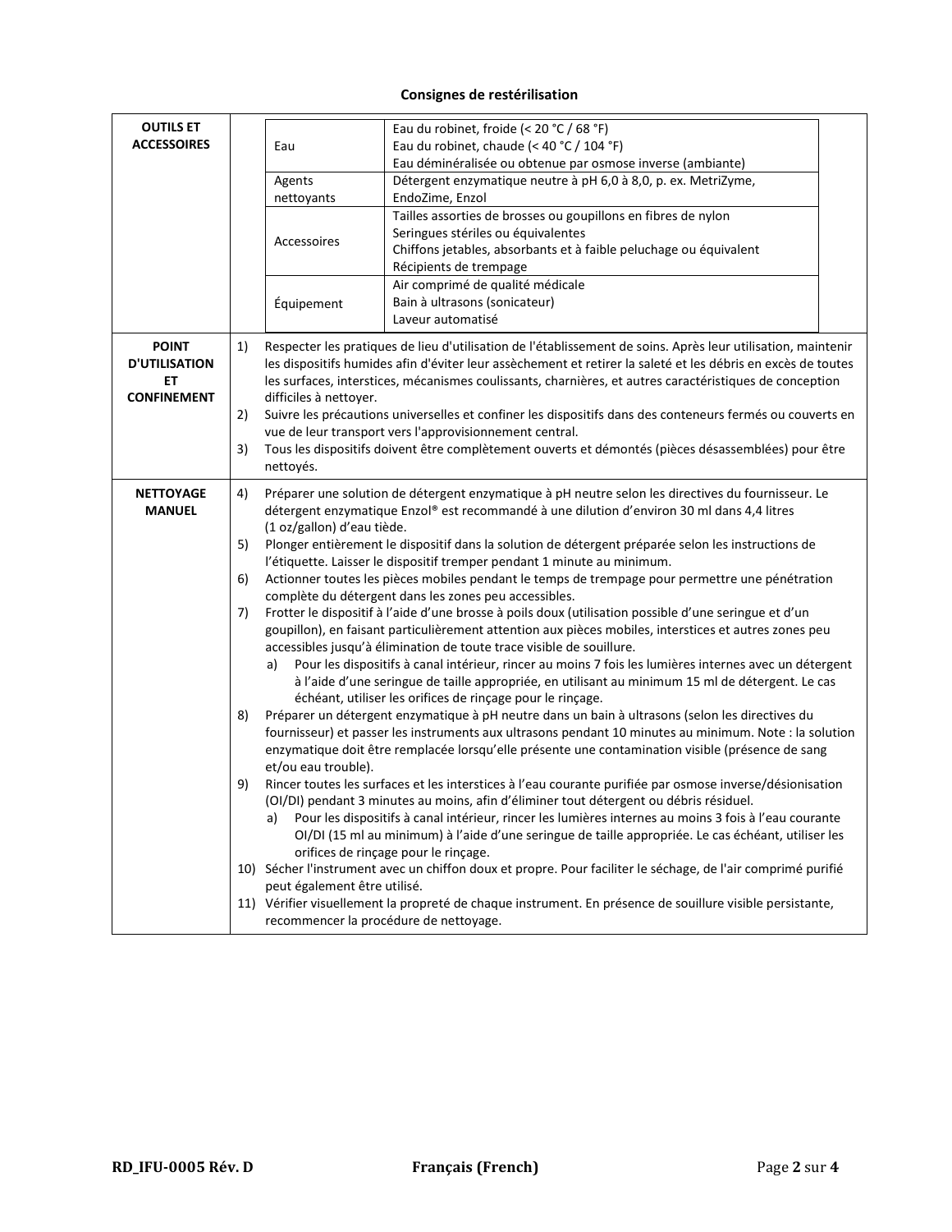**Consignes de restérilisation**

<table>
<tr>
<td><strong>OUTILS ET ACCESSOIRES</strong></td>
<td>
<table>
<tr><td>Eau</td><td>Eau du robinet, froide (&lt; 20 °C / 68 °F)<br>Eau du robinet, chaude (&lt; 40 °C / 104 °F)<br>Eau déminéralisée ou obtenue par osmose inverse (ambiante)</td></tr>
<tr><td>Agents nettoyants</td><td>Détergent enzymatique neutre à pH 6,0 à 8,0, p. ex. MetriZyme, EndoZime, Enzol</td></tr>
<tr><td>Accessoires</td><td>Tailles assorties de brosses ou goupillons en fibres de nylon<br>Seringues stériles ou équivalentes<br>Chiffons jetables, absorbants et à faible peluchage ou équivalent<br>Récipients de trempage</td></tr>
<tr><td>Équipement</td><td>Air comprimé de qualité médicale<br>Bain à ultrasons (sonicateur)<br>Laveur automatisé</td></tr>
</table>
</td>
</tr>
<tr>
<td><strong>POINT D'UTILISATION ET CONFINEMENT</strong></td>
<td>
1) Respecter les pratiques de lieu d'utilisation de l'établissement de soins. Après leur utilisation, maintenir les dispositifs humides afin d'éviter leur assèchement et retirer la saleté et les débris en excès de toutes les surfaces, interstices, mécanismes coulissants, charnières, et autres caractéristiques de conception difficiles à nettoyer.<br>
2) Suivre les précautions universelles et confiner les dispositifs dans des conteneurs fermés ou couverts en vue de leur transport vers l'approvisionnement central.<br>
3) Tous les dispositifs doivent être complètement ouverts et démontés (pièces désassemblées) pour être nettoyés.
</td>
</tr>
<tr>
<td><strong>NETTOYAGE MANUEL</strong></td>
<td>
4) Préparer une solution de détergent enzymatique à pH neutre selon les directives du fournisseur. Le détergent enzymatique Enzol® est recommandé à une dilution d'environ 30 ml dans 4,4 litres (1 oz/gallon) d'eau tiède.<br>
5) Plonger entièrement le dispositif dans la solution de détergent préparée selon les instructions de l'étiquette. Laisser le dispositif tremper pendant 1 minute au minimum.<br>
6) Actionner toutes les pièces mobiles pendant le temps de trempage pour permettre une pénétration complète du détergent dans les zones peu accessibles.<br>
7) Frotter le dispositif à l'aide d'une brosse à poils doux (utilisation possible d'une seringue et d'un goupillon), en faisant particulièrement attention aux pièces mobiles, interstices et autres zones peu accessibles jusqu'à élimination de toute trace visible de souillure.<br>
&nbsp;&nbsp;&nbsp;a) Pour les dispositifs à canal intérieur, rincer au moins 7 fois les lumières internes avec un détergent à l'aide d'une seringue de taille appropriée, en utilisant au minimum 15 ml de détergent. Le cas échéant, utiliser les orifices de rinçage pour le rinçage.<br>
8) Préparer un détergent enzymatique à pH neutre dans un bain à ultrasons (selon les directives du fournisseur) et passer les instruments aux ultrasons pendant 10 minutes au minimum. Note : la solution enzymatique doit être remplacée lorsqu'elle présente une contamination visible (présence de sang et/ou eau trouble).<br>
9) Rincer toutes les surfaces et les interstices à l'eau courante purifiée par osmose inverse/désionisation (OI/DI) pendant 3 minutes au moins, afin d'éliminer tout détergent ou débris résiduel.<br>
&nbsp;&nbsp;&nbsp;a) Pour les dispositifs à canal intérieur, rincer les lumières internes au moins 3 fois à l'eau courante OI/DI (15 ml au minimum) à l'aide d'une seringue de taille appropriée. Le cas échéant, utiliser les orifices de rinçage pour le rinçage.<br>
10) Sécher l'instrument avec un chiffon doux et propre. Pour faciliter le séchage, de l'air comprimé purifié peut également être utilisé.<br>
11) Vérifier visuellement la propreté de chaque instrument. En présence de souillure visible persistante, recommencer la procédure de nettoyage.
</td>
</tr>
</table>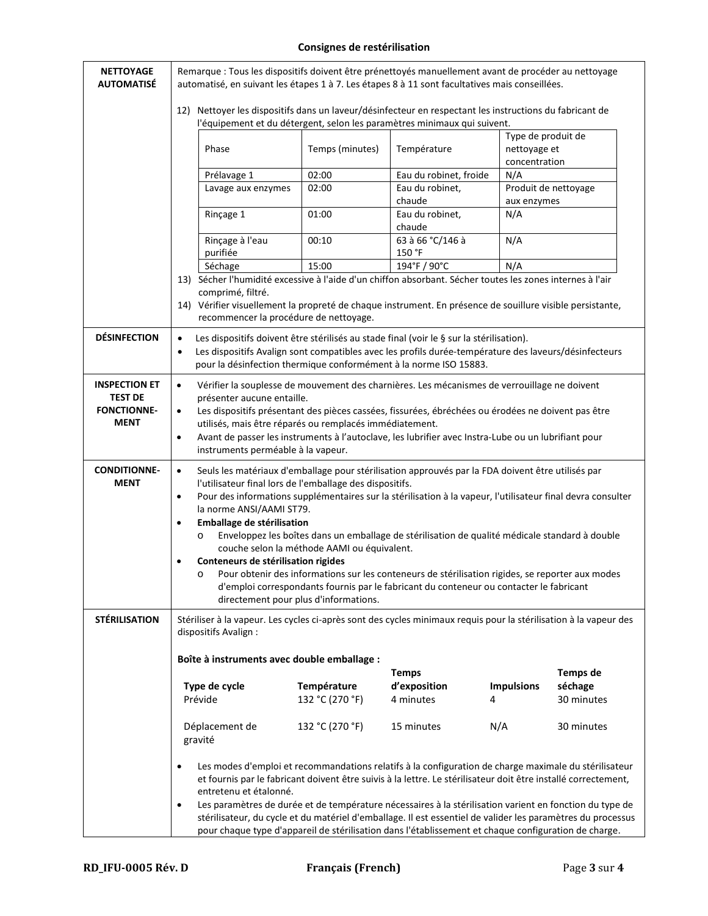## Consignes de restérilisation

**NETTOYAGE AUTOMATISÉ**

Remarque : Tous les dispositifs doivent être prénettoyés manuellement avant de procéder au nettoyage automatisé, en suivant les étapes 1 à 7. Les étapes 8 à 11 sont facultatives mais conseillées.

12) Nettoyer les dispositifs dans un laveur/désinfecteur en respectant les instructions du fabricant de l'équipement et du détergent, selon les paramètres minimaux qui suivent.

| Phase | Temps (minutes) | Température | Type de produit de nettoyage et concentration |
|---|---|---|---|
| Prélavage 1 | 02:00 | Eau du robinet, froide | N/A |
| Lavage aux enzymes | 02:00 | Eau du robinet, chaude | Produit de nettoyage aux enzymes |
| Rinçage 1 | 01:00 | Eau du robinet, chaude | N/A |
| Rinçage à l'eau purifiée | 00:10 | 63 à 66 °C/146 à 150 °F | N/A |
| Séchage | 15:00 | 194°F / 90°C | N/A |

13) Sécher l'humidité excessive à l'aide d'un chiffon absorbant. Sécher toutes les zones internes à l'air comprimé, filtré.
14) Vérifier visuellement la propreté de chaque instrument. En présence de souillure visible persistante, recommencer la procédure de nettoyage.

**DÉSINFECTION**

- Les dispositifs doivent être stérilisés au stade final (voir le § sur la stérilisation).
- Les dispositifs Avalign sont compatibles avec les profils durée-température des laveurs/désinfecteurs pour la désinfection thermique conformément à la norme ISO 15883.

**INSPECTION ET TEST DE FONCTIONNEMENT**

- Vérifier la souplesse de mouvement des charnières. Les mécanismes de verrouillage ne doivent présenter aucune entaille.
- Les dispositifs présentant des pièces cassées, fissurées, ébréchées ou érodées ne doivent pas être utilisés, mais être réparés ou remplacés immédiatement.
- Avant de passer les instruments à l'autoclave, les lubrifier avec Instra-Lube ou un lubrifiant pour instruments perméable à la vapeur.

**CONDITIONNEMENT**

- Seuls les matériaux d'emballage pour stérilisation approuvés par la FDA doivent être utilisés par l'utilisateur final lors de l'emballage des dispositifs.
- Pour des informations supplémentaires sur la stérilisation à la vapeur, l'utilisateur final devra consulter la norme ANSI/AAMI ST79.
- **Emballage de stérilisation**
  - Enveloppez les boîtes dans un emballage de stérilisation de qualité médicale standard à double couche selon la méthode AAMI ou équivalent.
- **Conteneurs de stérilisation rigides**
  - Pour obtenir des informations sur les conteneurs de stérilisation rigides, se reporter aux modes d'emploi correspondants fournis par le fabricant du conteneur ou contacter le fabricant directement pour plus d'informations.

**STÉRILISATION**

Stériliser à la vapeur. Les cycles ci-après sont des cycles minimaux requis pour la stérilisation à la vapeur des dispositifs Avalign :

**Boîte à instruments avec double emballage :**

| Type de cycle | Température | Temps d'exposition | Impulsions | Temps de séchage |
|---|---|---|---|---|
| Prévide | 132 °C (270 °F) | 4 minutes | 4 | 30 minutes |
| Déplacement de gravité | 132 °C (270 °F) | 15 minutes | N/A | 30 minutes |

- Les modes d'emploi et recommandations relatifs à la configuration de charge maximale du stérilisateur et fournis par le fabricant doivent être suivis à la lettre. Le stérilisateur doit être installé correctement, entretenu et étalonné.
- Les paramètres de durée et de température nécessaires à la stérilisation varient en fonction du type de stérilisateur, du cycle et du matériel d'emballage. Il est essentiel de valider les paramètres du processus pour chaque type d'appareil de stérilisation dans l'établissement et chaque configuration de charge.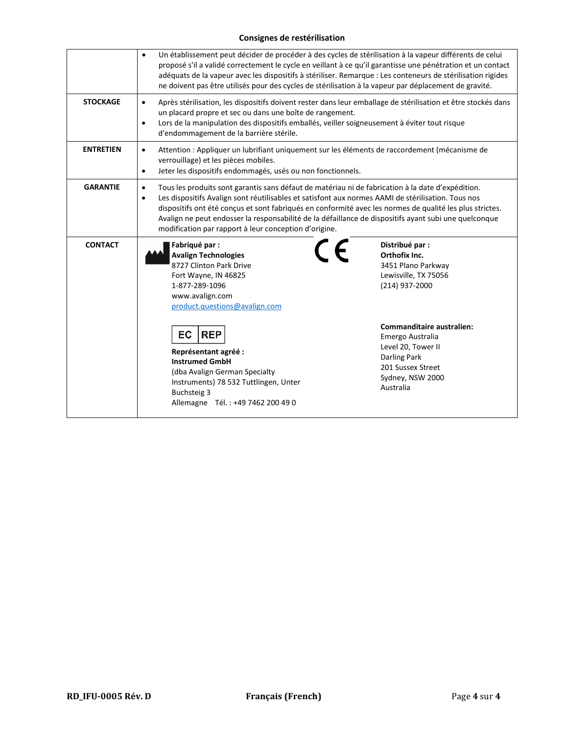## Consignes de restérilisation

| | |
|---|---|
| | • Un établissement peut décider de procéder à des cycles de stérilisation à la vapeur différents de celui proposé s'il a validé correctement le cycle en veillant à ce qu'il garantisse une pénétration et un contact adéquats de la vapeur avec les dispositifs à stériliser. Remarque : Les conteneurs de stérilisation rigides ne doivent pas être utilisés pour des cycles de stérilisation à la vapeur par déplacement de gravité. |
| **STOCKAGE** | • Après stérilisation, les dispositifs doivent rester dans leur emballage de stérilisation et être stockés dans un placard propre et sec ou dans une boîte de rangement.<br>• Lors de la manipulation des dispositifs emballés, veiller soigneusement à éviter tout risque d'endommagement de la barrière stérile. |
| **ENTRETIEN** | • Attention : Appliquer un lubrifiant uniquement sur les éléments de raccordement (mécanisme de verrouillage) et les pièces mobiles.<br>• Jeter les dispositifs endommagés, usés ou non fonctionnels. |
| **GARANTIE** | • Tous les produits sont garantis sans défaut de matériau ni de fabrication à la date d'expédition.<br>• Les dispositifs Avalign sont réutilisables et satisfont aux normes AAMI de stérilisation. Tous nos dispositifs ont été conçus et sont fabriqués en conformité avec les normes de qualité les plus strictes. Avalign ne peut endosser la responsabilité de la défaillance de dispositifs ayant subi une quelconque modification par rapport à leur conception d'origine. |
| **CONTACT** | **Fabriqué par :**<br>**Avalign Technologies**<br>8727 Clinton Park Drive<br>Fort Wayne, IN 46825<br>1-877-289-1096<br>www.avalign.com<br>product.questions@avalign.com<br><br>CE<br><br>**Distribué par :**<br>**Orthofix Inc.**<br>3451 Plano Parkway<br>Lewisville, TX 75056<br>(214) 937-2000<br><br>EC REP<br>**Représentant agréé :**<br>**Instrumed GmbH**<br>(dba Avalign German Specialty Instruments) 78 532 Tuttlingen, Unter Buchsteig 3<br>Allemagne Tél. : +49 7462 200 49 0<br><br>**Commanditaire australien:**<br>Emergo Australia<br>Level 20, Tower II<br>Darling Park<br>201 Sussex Street<br>Sydney, NSW 2000<br>Australia |

RD_IFU-0005 Rév. D — Français (French)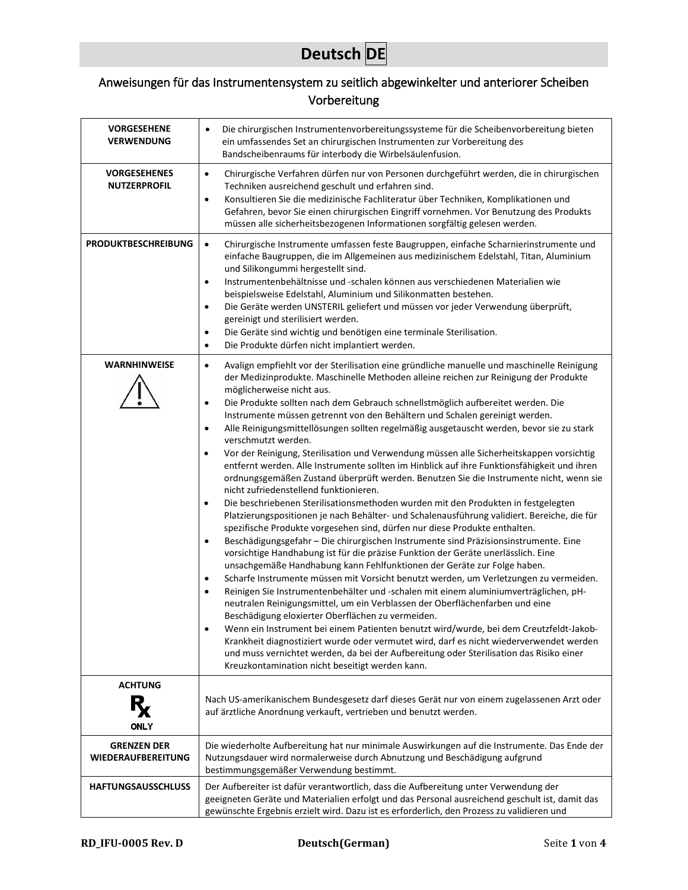# Deutsch DE

## Anweisungen für das Instrumentensystem zu seitlich abgewinkelter und anteriorer Scheiben Vorbereitung

| | |
|---|---|
| **VORGESEHENE VERWENDUNG** | • Die chirurgischen Instrumentenvorbereitungssysteme für die Scheibenvorbereitung bieten ein umfassendes Set an chirurgischen Instrumenten zur Vorbereitung des Bandscheibenraums für interbody die Wirbelsäulenfusion. |
| **VORGESEHENES NUTZERPROFIL** | • Chirurgische Verfahren dürfen nur von Personen durchgeführt werden, die in chirurgischen Techniken ausreichend geschult und erfahren sind.<br>• Konsultieren Sie die medizinische Fachliteratur über Techniken, Komplikationen und Gefahren, bevor Sie einen chirurgischen Eingriff vornehmen. Vor Benutzung des Produkts müssen alle sicherheitsbezogenen Informationen sorgfältig gelesen werden. |
| **PRODUKTBESCHREIBUNG** | • Chirurgische Instrumente umfassen feste Baugruppen, einfache Scharnierinstrumente und einfache Baugruppen, die im Allgemeinen aus medizinischem Edelstahl, Titan, Aluminium und Silikongummi hergestellt sind.<br>• Instrumentenbehältnisse und -schalen können aus verschiedenen Materialien wie beispielsweise Edelstahl, Aluminium und Silikonmatten bestehen.<br>• Die Geräte werden UNSTERIL geliefert und müssen vor jeder Verwendung überprüft, gereinigt und sterilisiert werden.<br>• Die Geräte sind wichtig und benötigen eine terminale Sterilisation.<br>• Die Produkte dürfen nicht implantiert werden. |
| **WARNHINWEISE** | • Avalign empfiehlt vor der Sterilisation eine gründliche manuelle und maschinelle Reinigung der Medizinprodukte. Maschinelle Methoden alleine reichen zur Reinigung der Produkte möglicherweise nicht aus.<br>• Die Produkte sollten nach dem Gebrauch schnellstmöglich aufbereitet werden. Die Instrumente müssen getrennt von den Behältern und Schalen gereinigt werden.<br>• Alle Reinigungsmittellösungen sollten regelmäßig ausgetauscht werden, bevor sie zu stark verschmutzt werden.<br>• Vor der Reinigung, Sterilisation und Verwendung müssen alle Sicherheitskappen vorsichtig entfernt werden. Alle Instrumente sollten im Hinblick auf ihre Funktionsfähigkeit und ihren ordnungsgemäßen Zustand überprüft werden. Benutzen Sie die Instrumente nicht, wenn sie nicht zufriedenstellend funktionieren.<br>• Die beschriebenen Sterilisationsmethoden wurden mit den Produkten in festgelegten Platzierungspositionen je nach Behälter- und Schalenausführung validiert. Bereiche, die für spezifische Produkte vorgesehen sind, dürfen nur diese Produkte enthalten.<br>• Beschädigungsgefahr – Die chirurgischen Instrumente sind Präzisionsinstrumente. Eine vorsichtige Handhabung ist für die präzise Funktion der Geräte unerlässlich. Eine unsachgemäße Handhabung kann Fehlfunktionen der Geräte zur Folge haben.<br>• Scharfe Instrumente müssen mit Vorsicht benutzt werden, um Verletzungen zu vermeiden.<br>• Reinigen Sie Instrumentenbehälter und -schalen mit einem aluminiumverträglichen, pH-neutralen Reinigungsmittel, um ein Verblassen der Oberflächenfarben und eine Beschädigung eloxierter Oberflächen zu vermeiden.<br>• Wenn ein Instrument bei einem Patienten benutzt wird/wurde, bei dem Creutzfeldt-Jakob-Krankheit diagnostiziert wurde oder vermutet wird, darf es nicht wiederverwendet werden und muss vernichtet werden, da bei der Aufbereitung oder Sterilisation das Risiko einer Kreuzkontamination nicht beseitigt werden kann. |
| **ACHTUNG**<br>Rx ONLY | Nach US-amerikanischem Bundesgesetz darf dieses Gerät nur von einem zugelassenen Arzt oder auf ärztliche Anordnung verkauft, vertrieben und benutzt werden. |
| **GRENZEN DER WIEDERAUFBEREITUNG** | Die wiederholte Aufbereitung hat nur minimale Auswirkungen auf die Instrumente. Das Ende der Nutzungsdauer wird normalerweise durch Abnutzung und Beschädigung aufgrund bestimmungsgemäßer Verwendung bestimmt. |
| **HAFTUNGSAUSSCHLUSS** | Der Aufbereiter ist dafür verantwortlich, dass die Aufbereitung unter Verwendung der geeigneten Geräte und Materialien erfolgt und das Personal ausreichend geschult ist, damit das gewünschte Ergebnis erzielt wird. Dazu ist es erforderlich, den Prozess zu validieren und |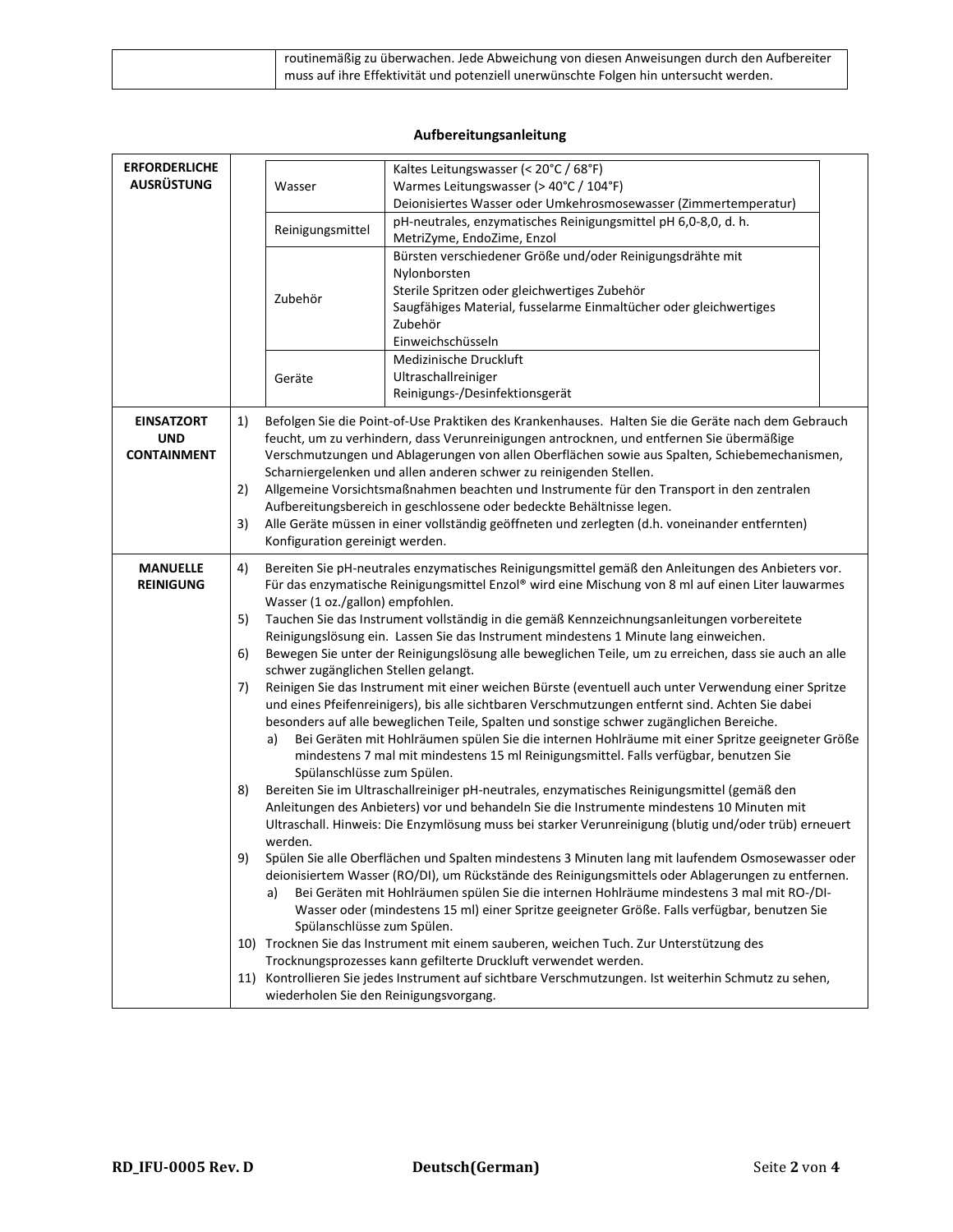| | |
|---|---|
| | routinemäßig zu überwachen. Jede Abweichung von diesen Anweisungen durch den Aufbereiter muss auf ihre Effektivität und potenziell unerwünschte Folgen hin untersucht werden. |

## Aufbereitungsanleitung

| | |
|---|---|
| **ERFORDERLICHE AUSRÜSTUNG** | **Wasser:** Kaltes Leitungswasser (< 20°C / 68°F)<br>Warmes Leitungswasser (> 40°C / 104°F)<br>Deionisiertes Wasser oder Umkehrosmosewasser (Zimmertemperatur)<br><br>**Reinigungsmittel:** pH-neutrales, enzymatisches Reinigungsmittel pH 6,0-8,0, d. h. MetriZyme, EndoZime, Enzol<br><br>**Zubehör:** Bürsten verschiedener Größe und/oder Reinigungsdrähte mit Nylonborsten<br>Sterile Spritzen oder gleichwertiges Zubehör<br>Saugfähiges Material, fusselarme Einmaltücher oder gleichwertiges Zubehör<br>Einweichschüsseln<br><br>**Geräte:** Medizinische Druckluft<br>Ultraschallreiniger<br>Reinigungs-/Desinfektionsgerät |
| **EINSATZORT UND CONTAINMENT** | 1) Befolgen Sie die Point-of-Use Praktiken des Krankenhauses. Halten Sie die Geräte nach dem Gebrauch feucht, um zu verhindern, dass Verunreinigungen antrocknen, und entfernen Sie übermäßige Verschmutzungen und Ablagerungen von allen Oberflächen sowie aus Spalten, Schiebemechanismen, Scharniergelenken und allen anderen schwer zu reinigenden Stellen.<br>2) Allgemeine Vorsichtsmaßnahmen beachten und Instrumente für den Transport in den zentralen Aufbereitungsbereich in geschlossene oder bedeckte Behältnisse legen.<br>3) Alle Geräte müssen in einer vollständig geöffneten und zerlegten (d.h. voneinander entfernten) Konfiguration gereinigt werden. |
| **MANUELLE REINIGUNG** | 4) Bereiten Sie pH-neutrales enzymatisches Reinigungsmittel gemäß den Anleitungen des Anbieters vor. Für das enzymatische Reinigungsmittel Enzol® wird eine Mischung von 8 ml auf einen Liter lauwarmes Wasser (1 oz./gallon) empfohlen.<br>5) Tauchen Sie das Instrument vollständig in die gemäß Kennzeichnungsanleitungen vorbereitete Reinigungslösung ein. Lassen Sie das Instrument mindestens 1 Minute lang einweichen.<br>6) Bewegen Sie unter der Reinigungslösung alle beweglichen Teile, um zu erreichen, dass sie auch an alle schwer zugänglichen Stellen gelangt.<br>7) Reinigen Sie das Instrument mit einer weichen Bürste (eventuell auch unter Verwendung einer Spritze und eines Pfeifenreinigers), bis alle sichtbaren Verschmutzungen entfernt sind. Achten Sie dabei besonders auf alle beweglichen Teile, Spalten und sonstige schwer zugänglichen Bereiche.<br>a) Bei Geräten mit Hohlräumen spülen Sie die internen Hohlräume mit einer Spritze geeigneter Größe mindestens 7 mal mit mindestens 15 ml Reinigungsmittel. Falls verfügbar, benutzen Sie Spülanschlüsse zum Spülen.<br>8) Bereiten Sie im Ultraschallreiniger pH-neutrales, enzymatisches Reinigungsmittel (gemäß den Anleitungen des Anbieters) vor und behandeln Sie die Instrumente mindestens 10 Minuten mit Ultraschall. Hinweis: Die Enzymlösung muss bei starker Verunreinigung (blutig und/oder trüb) erneuert werden.<br>9) Spülen Sie alle Oberflächen und Spalten mindestens 3 Minuten lang mit laufendem Osmosewasser oder deionisiertem Wasser (RO/DI), um Rückstände des Reinigungsmittels oder Ablagerungen zu entfernen.<br>a) Bei Geräten mit Hohlräumen spülen Sie die internen Hohlräume mindestens 3 mal mit RO-/DI-Wasser oder (mindestens 15 ml) einer Spritze geeigneter Größe. Falls verfügbar, benutzen Sie Spülanschlüsse zum Spülen.<br>10) Trocknen Sie das Instrument mit einem sauberen, weichen Tuch. Zur Unterstützung des Trocknungsprozesses kann gefilterte Druckluft verwendet werden.<br>11) Kontrollieren Sie jedes Instrument auf sichtbare Verschmutzungen. Ist weiterhin Schmutz zu sehen, wiederholen Sie den Reinigungsvorgang. |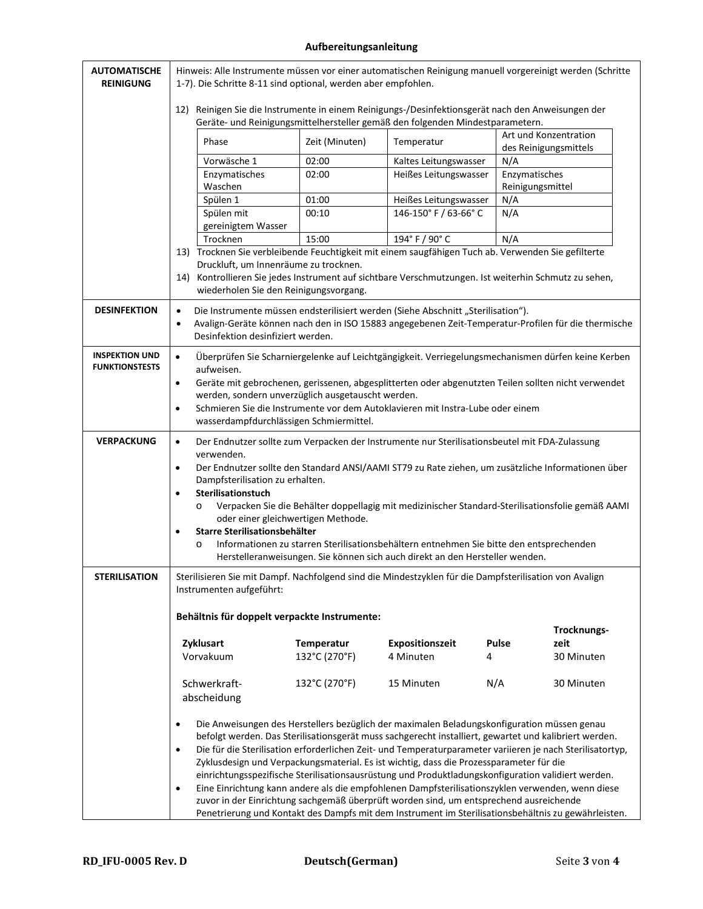# Aufbereitungsanleitung

## AUTOMATISCHE REINIGUNG

Hinweis: Alle Instrumente müssen vor einer automatischen Reinigung manuell vorgereinigt werden (Schritte 1-7). Die Schritte 8-11 sind optional, werden aber empfohlen.

12) Reinigen Sie die Instrumente in einem Reinigungs-/Desinfektionsgerät nach den Anweisungen der Geräte- und Reinigungsmittelhersteller gemäß den folgenden Mindestparametern.

| Phase | Zeit (Minuten) | Temperatur | Art und Konzentration des Reinigungsmittels |
|---|---|---|---|
| Vorwäsche 1 | 02:00 | Kaltes Leitungswasser | N/A |
| Enzymatisches Waschen | 02:00 | Heißes Leitungswasser | Enzymatisches Reinigungsmittel |
| Spülen 1 | 01:00 | Heißes Leitungswasser | N/A |
| Spülen mit gereinigtem Wasser | 00:10 | 146-150° F / 63-66° C | N/A |
| Trocknen | 15:00 | 194° F / 90° C | N/A |

13) Trocknen Sie verbleibende Feuchtigkeit mit einem saugfähigen Tuch ab. Verwenden Sie gefilterte Druckluft, um Innenräume zu trocknen.
14) Kontrollieren Sie jedes Instrument auf sichtbare Verschmutzungen. Ist weiterhin Schmutz zu sehen, wiederholen Sie den Reinigungsvorgang.

## DESINFEKTION

- Die Instrumente müssen endsterilisiert werden (Siehe Abschnitt „Sterilisation").
- Avalign-Geräte können nach den in ISO 15883 angegebenen Zeit-Temperatur-Profilen für die thermische Desinfektion desinfiziert werden.

## INSPEKTION UND FUNKTIONSTESTS

- Überprüfen Sie Scharniergelenke auf Leichtgängigkeit. Verriegelungsmechanismen dürfen keine Kerben aufweisen.
- Geräte mit gebrochenen, gerissenen, abgesplitterten oder abgenutzten Teilen sollten nicht verwendet werden, sondern unverzüglich ausgetauscht werden.
- Schmieren Sie die Instrumente vor dem Autoklavieren mit Instra-Lube oder einem wasserdampfdurchlässigen Schmiermittel.

## VERPACKUNG

- Der Endnutzer sollte zum Verpacken der Instrumente nur Sterilisationsbeutel mit FDA-Zulassung verwenden.
- Der Endnutzer sollte den Standard ANSI/AAMI ST79 zu Rate ziehen, um zusätzliche Informationen über Dampfsterilisation zu erhalten.
- **Sterilisationstuch**
  - Verpacken Sie die Behälter doppellagig mit medizinischer Standard-Sterilisationsfolie gemäß AAMI oder einer gleichwertigen Methode.
- **Starre Sterilisationsbehälter**
  - Informationen zu starren Sterilisationsbehältern entnehmen Sie bitte den entsprechenden Herstelleranweisungen. Sie können sich auch direkt an den Hersteller wenden.

## STERILISATION

Sterilisieren Sie mit Dampf. Nachfolgend sind die Mindestzyklen für die Dampfsterilisation von Avalign Instrumenten aufgeführt:

**Behältnis für doppelt verpackte Instrumente:**

| Zyklusart | Temperatur | Expositionszeit | Pulse | Trocknungs-zeit |
|---|---|---|---|---|
| Vorvakuum | 132°C (270°F) | 4 Minuten | 4 | 30 Minuten |
| Schwerkraft-abscheidung | 132°C (270°F) | 15 Minuten | N/A | 30 Minuten |

- Die Anweisungen des Herstellers bezüglich der maximalen Beladungskonfiguration müssen genau befolgt werden. Das Sterilisationsgerät muss sachgerecht installiert, gewartet und kalibriert werden.
- Die für die Sterilisation erforderlichen Zeit- und Temperaturparameter variieren je nach Sterilisatortyp, Zyklusdesign und Verpackungsmaterial. Es ist wichtig, dass die Prozessparameter für die einrichtungsspezifische Sterilisationsausrüstung und Produktladungskonfiguration validiert werden.
- Eine Einrichtung kann andere als die empfohlenen Dampfsterilisationszyklen verwenden, wenn diese zuvor in der Einrichtung sachgemäß überprüft worden sind, um entsprechend ausreichende Penetrierung und Kontakt des Dampfs mit dem Instrument im Sterilisationsbehältnis zu gewährleisten.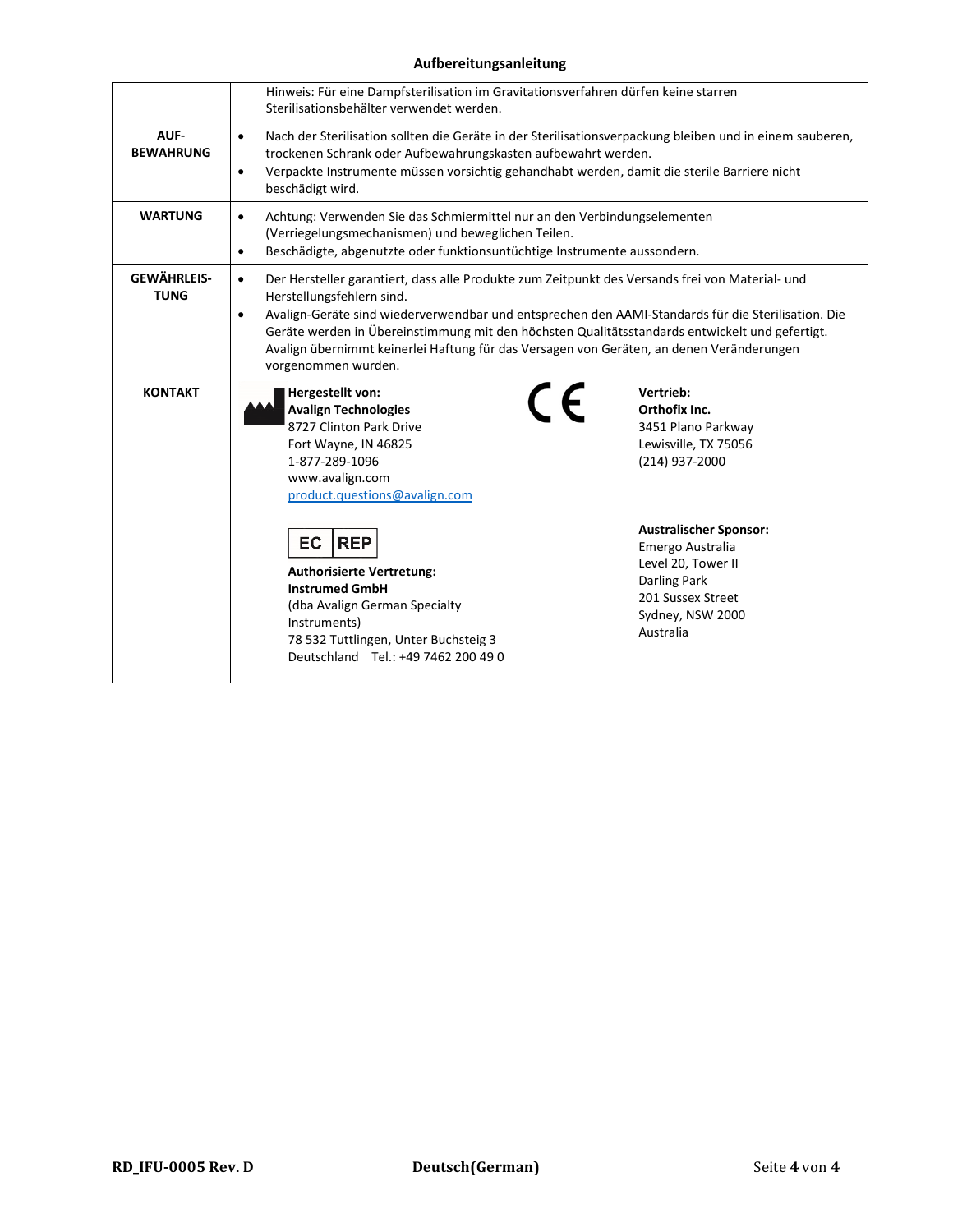| | |
|---|---|
| | Hinweis: Für eine Dampfsterilisation im Gravitationsverfahren dürfen keine starren Sterilisationsbehälter verwendet werden. |
| **AUF-BEWAHRUNG** | • Nach der Sterilisation sollten die Geräte in der Sterilisationsverpackung bleiben und in einem sauberen, trockenen Schrank oder Aufbewahrungskasten aufbewahrt werden.<br>• Verpackte Instrumente müssen vorsichtig gehandhabt werden, damit die sterile Barriere nicht beschädigt wird. |
| **WARTUNG** | • Achtung: Verwenden Sie das Schmiermittel nur an den Verbindungselementen (Verriegelungsmechanismen) und beweglichen Teilen.<br>• Beschädigte, abgenutzte oder funktionsuntüchtige Instrumente aussondern. |
| **GEWÄHRLEIS-TUNG** | • Der Hersteller garantiert, dass alle Produkte zum Zeitpunkt des Versands frei von Material- und Herstellungsfehlern sind.<br>• Avalign-Geräte sind wiederverwendbar und entsprechen den AAMI-Standards für die Sterilisation. Die Geräte werden in Übereinstimmung mit den höchsten Qualitätsstandards entwickelt und gefertigt. Avalign übernimmt keinerlei Haftung für das Versagen von Geräten, an denen Veränderungen vorgenommen wurden. |
| **KONTAKT** | **Hergestellt von:**<br>**Avalign Technologies**<br>8727 Clinton Park Drive<br>Fort Wayne, IN 46825<br>1-877-289-1096<br>www.avalign.com<br>product.questions@avalign.com<br><br>CE<br><br>**Vertrieb:**<br>**Orthofix Inc.**<br>3451 Plano Parkway<br>Lewisville, TX 75056<br>(214) 937-2000<br><br>EC REP<br>**Authorisierte Vertretung:**<br>**Instrumed GmbH**<br>(dba Avalign German Specialty Instruments)<br>78 532 Tuttlingen, Unter Buchsteig 3<br>Deutschland Tel.: +49 7462 200 49 0<br><br>**Australischer Sponsor:**<br>Emergo Australia<br>Level 20, Tower II<br>Darling Park<br>201 Sussex Street<br>Sydney, NSW 2000<br>Australia |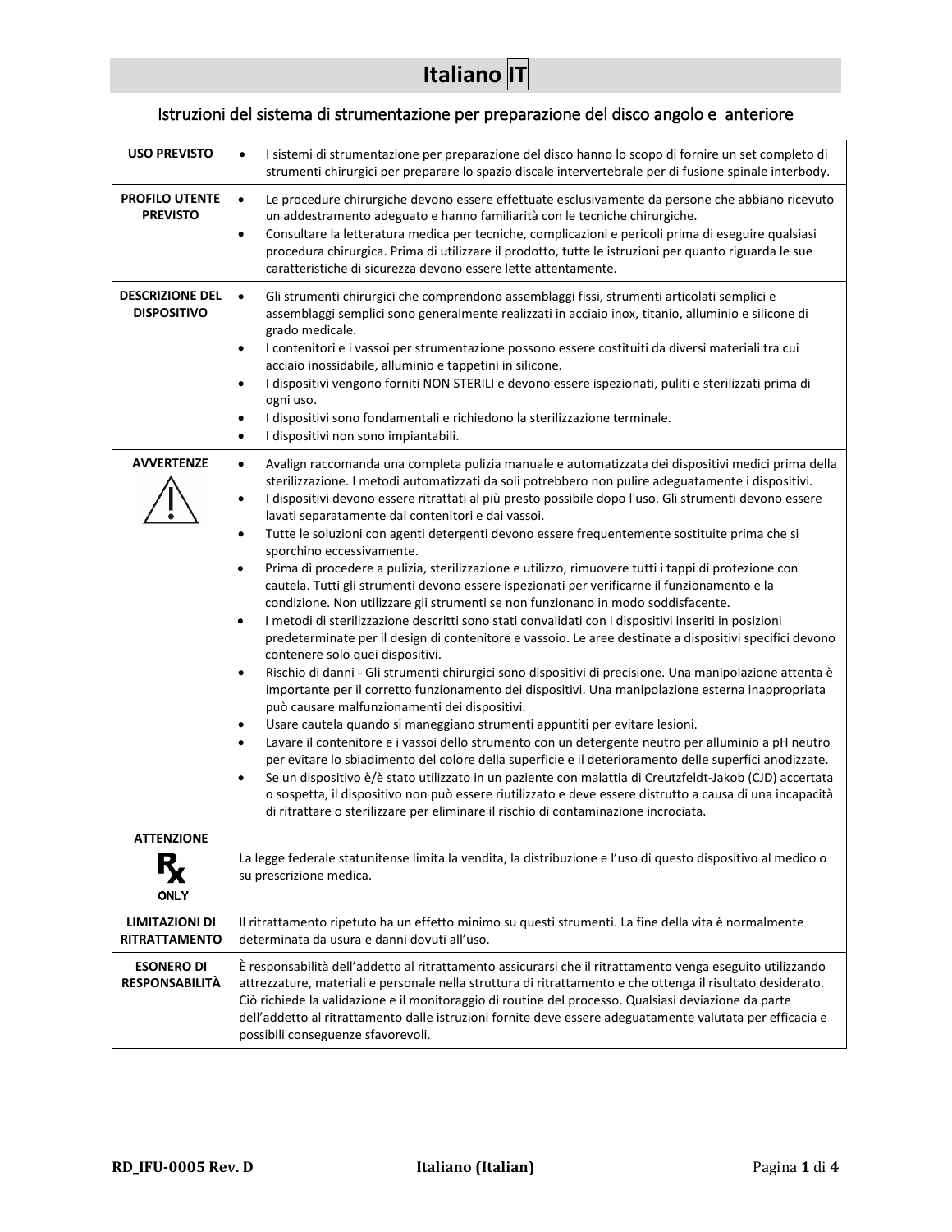# Italiano IT

## Istruzioni del sistema di strumentazione per preparazione del disco angolo e anteriore

| | |
|---|---|
| **USO PREVISTO** | • I sistemi di strumentazione per preparazione del disco hanno lo scopo di fornire un set completo di strumenti chirurgici per preparare lo spazio discale intervertebrale per di fusione spinale interbody. |
| **PROFILO UTENTE PREVISTO** | • Le procedure chirurgiche devono essere effettuate esclusivamente da persone che abbiano ricevuto un addestramento adeguato e hanno familiarità con le tecniche chirurgiche.<br>• Consultare la letteratura medica per tecniche, complicazioni e pericoli prima di eseguire qualsiasi procedura chirurgica. Prima di utilizzare il prodotto, tutte le istruzioni per quanto riguarda le sue caratteristiche di sicurezza devono essere lette attentamente. |
| **DESCRIZIONE DEL DISPOSITIVO** | • Gli strumenti chirurgici che comprendono assemblaggi fissi, strumenti articolati semplici e assemblaggi semplici sono generalmente realizzati in acciaio inox, titanio, alluminio e silicone di grado medicale.<br>• I contenitori e i vassoi per strumentazione possono essere costituiti da diversi materiali tra cui acciaio inossidabile, alluminio e tappetini in silicone.<br>• I dispositivi vengono forniti NON STERILI e devono essere ispezionati, puliti e sterilizzati prima di ogni uso.<br>• I dispositivi sono fondamentali e richiedono la sterilizzazione terminale.<br>• I dispositivi non sono impiantabili. |
| **AVVERTENZE** | • Avalign raccomanda una completa pulizia manuale e automatizzata dei dispositivi medici prima della sterilizzazione. I metodi automatizzati da soli potrebbero non pulire adeguatamente i dispositivi.<br>• I dispositivi devono essere ritrattati al più presto possibile dopo l'uso. Gli strumenti devono essere lavati separatamente dai contenitori e dai vassoi.<br>• Tutte le soluzioni con agenti detergenti devono essere frequentemente sostituite prima che si sporchino eccessivamente.<br>• Prima di procedere a pulizia, sterilizzazione e utilizzo, rimuovere tutti i tappi di protezione con cautela. Tutti gli strumenti devono essere ispezionati per verificarne il funzionamento e la condizione. Non utilizzare gli strumenti se non funzionano in modo soddisfacente.<br>• I metodi di sterilizzazione descritti sono stati convalidati con i dispositivi inseriti in posizioni predeterminate per il design di contenitore e vassoio. Le aree destinate a dispositivi specifici devono contenere solo quei dispositivi.<br>• Rischio di danni - Gli strumenti chirurgici sono dispositivi di precisione. Una manipolazione attenta è importante per il corretto funzionamento dei dispositivi. Una manipolazione esterna inappropriata può causare malfunzionamenti dei dispositivi.<br>• Usare cautela quando si maneggiano strumenti appuntiti per evitare lesioni.<br>• Lavare il contenitore e i vassoi dello strumento con un detergente neutro per alluminio a pH neutro per evitare lo sbiadimento del colore della superficie e il deterioramento delle superfici anodizzate.<br>• Se un dispositivo è/è stato utilizzato in un paziente con malattia di Creutzfeldt-Jakob (CJD) accertata o sospetta, il dispositivo non può essere riutilizzato e deve essere distrutto a causa di una incapacità di ritrattare o sterilizzare per eliminare il rischio di contaminazione incrociata. |
| **ATTENZIONE**<br>Rx ONLY | La legge federale statunitense limita la vendita, la distribuzione e l'uso di questo dispositivo al medico o su prescrizione medica. |
| **LIMITAZIONI DI RITRATTAMENTO** | Il ritrattamento ripetuto ha un effetto minimo su questi strumenti. La fine della vita è normalmente determinata da usura e danni dovuti all'uso. |
| **ESONERO DI RESPONSABILITÀ** | È responsabilità dell'addetto al ritrattamento assicurarsi che il ritrattamento venga eseguito utilizzando attrezzature, materiali e personale nella struttura di ritrattamento e che ottenga il risultato desiderato. Ciò richiede la validazione e il monitoraggio di routine del processo. Qualsiasi deviazione da parte dell'addetto al ritrattamento dalle istruzioni fornite deve essere adeguatamente valutata per efficacia e possibili conseguenze sfavorevoli. |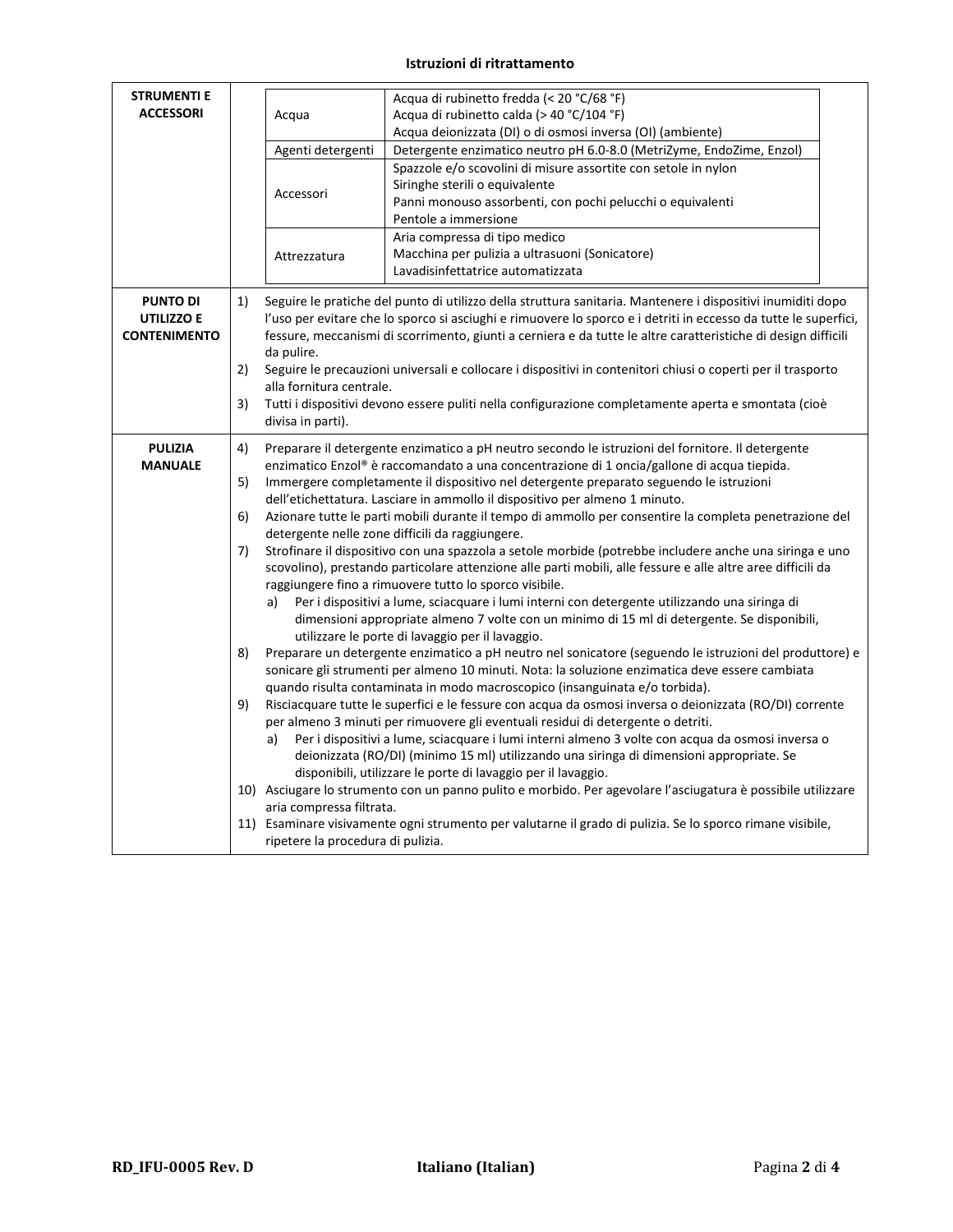# Istruzioni di ritrattamento

| | |
|---|---|
| **STRUMENTI E ACCESSORI** | **Acqua:** Acqua di rubinetto fredda (< 20 °C/68 °F)<br>Acqua di rubinetto calda (> 40 °C/104 °F)<br>Acqua deionizzata (DI) o di osmosi inversa (OI) (ambiente)<br><br>**Agenti detergenti:** Detergente enzimatico neutro pH 6.0-8.0 (MetriZyme, EndoZime, Enzol)<br><br>**Accessori:** Spazzole e/o scovolini di misure assortite con setole in nylon<br>Siringhe sterili o equivalente<br>Panni monouso assorbenti, con pochi pelucchi o equivalenti<br>Pentole a immersione<br><br>**Attrezzatura:** Aria compressa di tipo medico<br>Macchina per pulizia a ultrasuoni (Sonicatore)<br>Lavadisinfettatrice automatizzata |
| **PUNTO DI UTILIZZO E CONTENIMENTO** | 1) Seguire le pratiche del punto di utilizzo della struttura sanitaria. Mantenere i dispositivi inumiditi dopo l'uso per evitare che lo sporco si asciughi e rimuovere lo sporco e i detriti in eccesso da tutte le superfici, fessure, meccanismi di scorrimento, giunti a cerniera e da tutte le altre caratteristiche di design difficili da pulire.<br>2) Seguire le precauzioni universali e collocare i dispositivi in contenitori chiusi o coperti per il trasporto alla fornitura centrale.<br>3) Tutti i dispositivi devono essere puliti nella configurazione completamente aperta e smontata (cioè divisa in parti). |
| **PULIZIA MANUALE** | 4) Preparare il detergente enzimatico a pH neutro secondo le istruzioni del fornitore. Il detergente enzimatico Enzol® è raccomandato a una concentrazione di 1 oncia/gallone di acqua tiepida.<br>5) Immergere completamente il dispositivo nel detergente preparato seguendo le istruzioni dell'etichettatura. Lasciare in ammollo il dispositivo per almeno 1 minuto.<br>6) Azionare tutte le parti mobili durante il tempo di ammollo per consentire la completa penetrazione del detergente nelle zone difficili da raggiungere.<br>7) Strofinare il dispositivo con una spazzola a setole morbide (potrebbe includere anche una siringa e uno scovolino), prestando particolare attenzione alle parti mobili, alle fessure e alle altre aree difficili da raggiungere fino a rimuovere tutto lo sporco visibile.<br>&nbsp;&nbsp;&nbsp;&nbsp;a) Per i dispositivi a lume, sciacquare i lumi interni con detergente utilizzando una siringa di dimensioni appropriate almeno 7 volte con un minimo di 15 ml di detergente. Se disponibili, utilizzare le porte di lavaggio per il lavaggio.<br>8) Preparare un detergente enzimatico a pH neutro nel sonicatore (seguendo le istruzioni del produttore) e sonicare gli strumenti per almeno 10 minuti. Nota: la soluzione enzimatica deve essere cambiata quando risulta contaminata in modo macroscopico (insanguinata e/o torbida).<br>9) Risciacquare tutte le superfici e le fessure con acqua da osmosi inversa o deionizzata (RO/DI) corrente per almeno 3 minuti per rimuovere gli eventuali residui di detergente o detriti.<br>&nbsp;&nbsp;&nbsp;&nbsp;a) Per i dispositivi a lume, sciacquare i lumi interni almeno 3 volte con acqua da osmosi inversa o deionizzata (RO/DI) (minimo 15 ml) utilizzando una siringa di dimensioni appropriate. Se disponibili, utilizzare le porte di lavaggio per il lavaggio.<br>10) Asciugare lo strumento con un panno pulito e morbido. Per agevolare l'asciugatura è possibile utilizzare aria compressa filtrata.<br>11) Esaminare visivamente ogni strumento per valutarne il grado di pulizia. Se lo sporco rimane visibile, ripetere la procedura di pulizia. |

RD_IFU-0005 Rev. D — Italiano (Italian)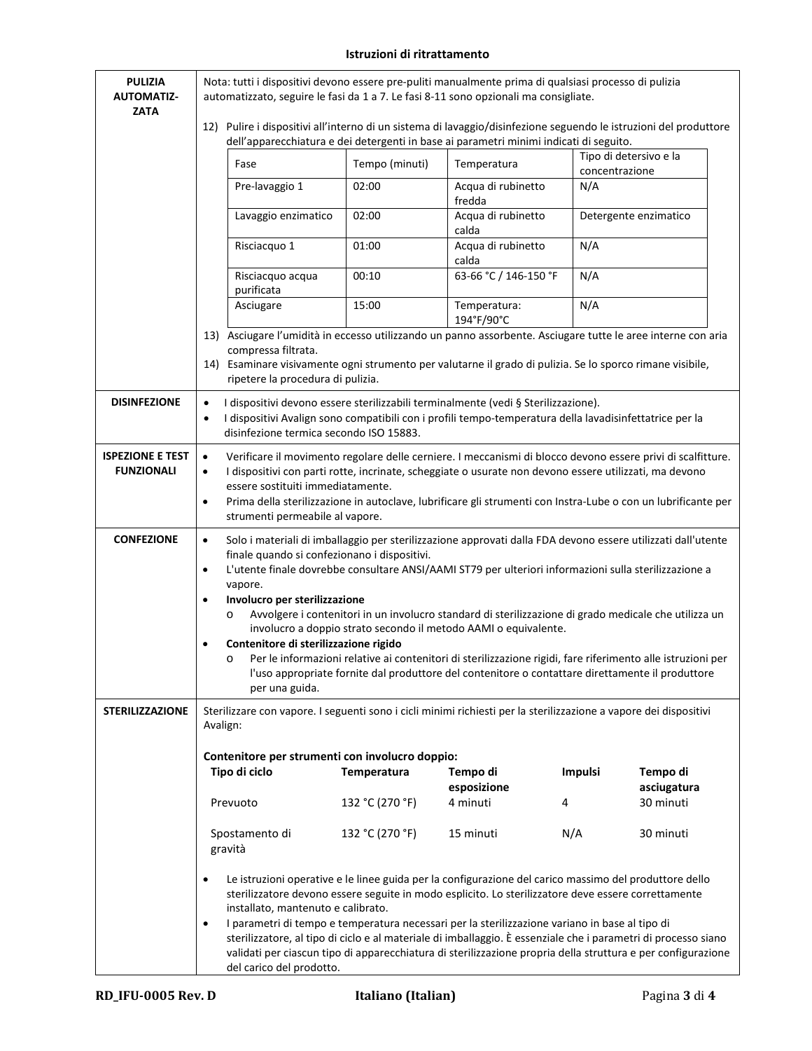## Istruzioni di ritrattamento

**PULIZIA AUTOMATIZZATA**

Nota: tutti i dispositivi devono essere pre-puliti manualmente prima di qualsiasi processo di pulizia automatizzato, seguire le fasi da 1 a 7. Le fasi 8-11 sono opzionali ma consigliate.

12) Pulire i dispositivi all'interno di un sistema di lavaggio/disinfezione seguendo le istruzioni del produttore dell'apparecchiatura e dei detergenti in base ai parametri minimi indicati di seguito.

| Fase | Tempo (minuti) | Temperatura | Tipo di detersivo e la concentrazione |
|---|---|---|---|
| Pre-lavaggio 1 | 02:00 | Acqua di rubinetto fredda | N/A |
| Lavaggio enzimatico | 02:00 | Acqua di rubinetto calda | Detergente enzimatico |
| Risciacquo 1 | 01:00 | Acqua di rubinetto calda | N/A |
| Risciacquo acqua purificata | 00:10 | 63-66 °C / 146-150 °F | N/A |
| Asciugare | 15:00 | Temperatura: 194°F/90°C | N/A |

13) Asciugare l'umidità in eccesso utilizzando un panno assorbente. Asciugare tutte le aree interne con aria compressa filtrata.
14) Esaminare visivamente ogni strumento per valutarne il grado di pulizia. Se lo sporco rimane visibile, ripetere la procedura di pulizia.

**DISINFEZIONE**

- I dispositivi devono essere sterilizzabili terminalmente (vedi § Sterilizzazione).
- I dispositivi Avalign sono compatibili con i profili tempo-temperatura della lavadisinfettatrice per la disinfezione termica secondo ISO 15883.

**ISPEZIONE E TEST FUNZIONALI**

- Verificare il movimento regolare delle cerniere. I meccanismi di blocco devono essere privi di scalfitture.
- I dispositivi con parti rotte, incrinate, scheggiate o usurate non devono essere utilizzati, ma devono essere sostituiti immediatamente.
- Prima della sterilizzazione in autoclave, lubrificare gli strumenti con Instra-Lube o con un lubrificante per strumenti permeabile al vapore.

**CONFEZIONE**

- Solo i materiali di imballaggio per sterilizzazione approvati dalla FDA devono essere utilizzati dall'utente finale quando si confezionano i dispositivi.
- L'utente finale dovrebbe consultare ANSI/AAMI ST79 per ulteriori informazioni sulla sterilizzazione a vapore.
- **Involucro per sterilizzazione**
  - Avvolgere i contenitori in un involucro standard di sterilizzazione di grado medicale che utilizza un involucro a doppio strato secondo il metodo AAMI o equivalente.
- **Contenitore di sterilizzazione rigido**
  - Per le informazioni relative ai contenitori di sterilizzazione rigidi, fare riferimento alle istruzioni per l'uso appropriate fornite dal produttore del contenitore o contattare direttamente il produttore per una guida.

**STERILIZZAZIONE**

Sterilizzare con vapore. I seguenti sono i cicli minimi richiesti per la sterilizzazione a vapore dei dispositivi Avalign:

**Contenitore per strumenti con involucro doppio:**

| Tipo di ciclo | Temperatura | Tempo di esposizione | Impulsi | Tempo di asciugatura |
|---|---|---|---|---|
| Prevuoto | 132 °C (270 °F) | 4 minuti | 4 | 30 minuti |
| Spostamento di gravità | 132 °C (270 °F) | 15 minuti | N/A | 30 minuti |

- Le istruzioni operative e le linee guida per la configurazione del carico massimo del produttore dello sterilizzatore devono essere seguite in modo esplicito. Lo sterilizzatore deve essere correttamente installato, mantenuto e calibrato.
- I parametri di tempo e temperatura necessari per la sterilizzazione variano in base al tipo di sterilizzatore, al tipo di ciclo e al materiale di imballaggio. È essenziale che i parametri di processo siano validati per ciascun tipo di apparecchiatura di sterilizzazione propria della struttura e per configurazione del carico del prodotto.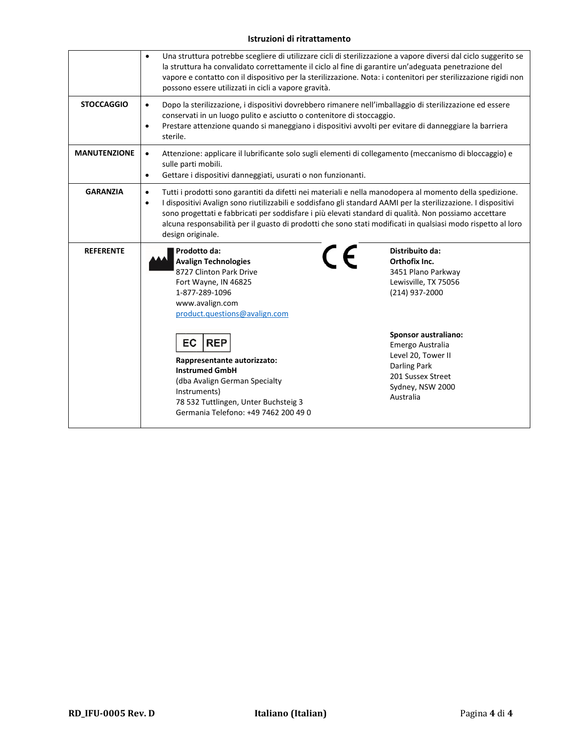| | |
|---|---|
| | • Una struttura potrebbe scegliere di utilizzare cicli di sterilizzazione a vapore diversi dal ciclo suggerito se la struttura ha convalidato correttamente il ciclo al fine di garantire un'adeguata penetrazione del vapore e contatto con il dispositivo per la sterilizzazione. Nota: i contenitori per sterilizzazione rigidi non possono essere utilizzati in cicli a vapore gravità. |
| **STOCCAGGIO** | • Dopo la sterilizzazione, i dispositivi dovrebbero rimanere nell'imballaggio di sterilizzazione ed essere conservati in un luogo pulito e asciutto o contenitore di stoccaggio.<br>• Prestare attenzione quando si maneggiano i dispositivi avvolti per evitare di danneggiare la barriera sterile. |
| **MANUTENZIONE** | • Attenzione: applicare il lubrificante solo sugli elementi di collegamento (meccanismo di bloccaggio) e sulle parti mobili.<br>• Gettare i dispositivi danneggiati, usurati o non funzionanti. |
| **GARANZIA** | • Tutti i prodotti sono garantiti da difetti nei materiali e nella manodopera al momento della spedizione.<br>• I dispositivi Avalign sono riutilizzabili e soddisfano gli standard AAMI per la sterilizzazione. I dispositivi sono progettati e fabbricati per soddisfare i più elevati standard di qualità. Non possiamo accettare alcuna responsabilità per il guasto di prodotti che sono stati modificati in qualsiasi modo rispetto al loro design originale. |
| **REFERENTE** | **Prodotto da:**<br>**Avalign Technologies**<br>8727 Clinton Park Drive<br>Fort Wayne, IN 46825<br>1-877-289-1096<br>www.avalign.com<br>product.questions@avalign.com<br><br>CE<br><br>EC REP<br>**Rappresentante autorizzato:**<br>**Instrumed GmbH**<br>(dba Avalign German Specialty Instruments)<br>78 532 Tuttlingen, Unter Buchsteig 3<br>Germania Telefono: +49 7462 200 49 0<br><br>**Distribuito da:**<br>**Orthofix Inc.**<br>3451 Plano Parkway<br>Lewisville, TX 75056<br>(214) 937-2000<br><br>**Sponsor australiano:**<br>Emergo Australia<br>Level 20, Tower II<br>Darling Park<br>201 Sussex Street<br>Sydney, NSW 2000<br>Australia |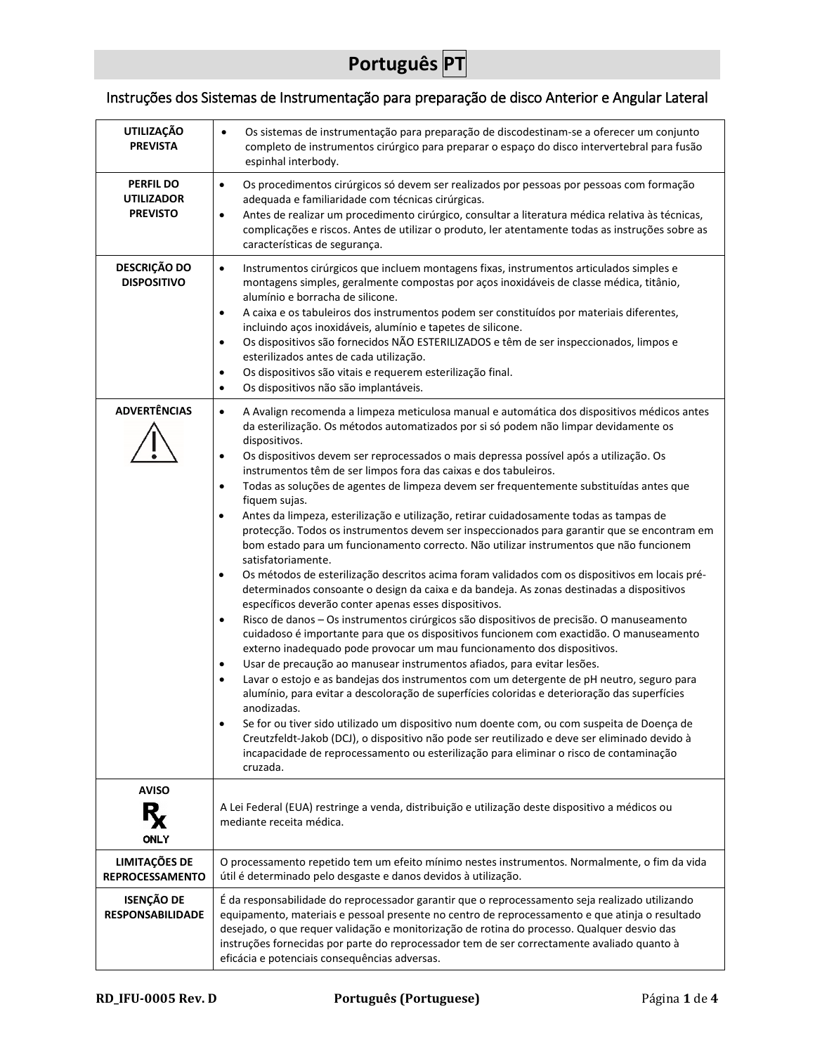# Português PT

## Instruções dos Sistemas de Instrumentação para preparação de disco Anterior e Angular Lateral

| | |
|---|---|
| **UTILIZAÇÃO PREVISTA** | • Os sistemas de instrumentação para preparação de discodestinam-se a oferecer um conjunto completo de instrumentos cirúrgico para preparar o espaço do disco intervertebral para fusão espinhal interbody. |
| **PERFIL DO UTILIZADOR PREVISTO** | • Os procedimentos cirúrgicos só devem ser realizados por pessoas por pessoas com formação adequada e familiaridade com técnicas cirúrgicas.<br>• Antes de realizar um procedimento cirúrgico, consultar a literatura médica relativa às técnicas, complicações e riscos. Antes de utilizar o produto, ler atentamente todas as instruções sobre as características de segurança. |
| **DESCRIÇÃO DO DISPOSITIVO** | • Instrumentos cirúrgicos que incluem montagens fixas, instrumentos articulados simples e montagens simples, geralmente compostas por aços inoxidáveis de classe médica, titânio, alumínio e borracha de silicone.<br>• A caixa e os tabuleiros dos instrumentos podem ser constituídos por materiais diferentes, incluindo aços inoxidáveis, alumínio e tapetes de silicone.<br>• Os dispositivos são fornecidos NÃO ESTERILIZADOS e têm de ser inspeccionados, limpos e esterilizados antes de cada utilização.<br>• Os dispositivos são vitais e requerem esterilização final.<br>• Os dispositivos não são implantáveis. |
| **ADVERTÊNCIAS** | • A Avalign recomenda a limpeza meticulosa manual e automática dos dispositivos médicos antes da esterilização. Os métodos automatizados por si só podem não limpar devidamente os dispositivos.<br>• Os dispositivos devem ser reprocessados o mais depressa possível após a utilização. Os instrumentos têm de ser limpos fora das caixas e dos tabuleiros.<br>• Todas as soluções de agentes de limpeza devem ser frequentemente substituídas antes que fiquem sujas.<br>• Antes da limpeza, esterilização e utilização, retirar cuidadosamente todas as tampas de protecção. Todos os instrumentos devem ser inspeccionados para garantir que se encontram em bom estado para um funcionamento correcto. Não utilizar instrumentos que não funcionem satisfatoriamente.<br>• Os métodos de esterilização descritos acima foram validados com os dispositivos em locais pré-determinados consoante o design da caixa e da bandeja. As zonas destinadas a dispositivos específicos deverão conter apenas esses dispositivos.<br>• Risco de danos – Os instrumentos cirúrgicos são dispositivos de precisão. O manuseamento cuidadoso é importante para que os dispositivos funcionem com exactidão. O manuseamento externo inadequado pode provocar um mau funcionamento dos dispositivos.<br>• Usar de precaução ao manusear instrumentos afiados, para evitar lesões.<br>• Lavar o estojo e as bandejas dos instrumentos com um detergente de pH neutro, seguro para alumínio, para evitar a descoloração de superfícies coloridas e deterioração das superfícies anodizadas.<br>• Se for ou tiver sido utilizado um dispositivo num doente com, ou com suspeita de Doença de Creutzfeldt-Jakob (DCJ), o dispositivo não pode ser reutilizado e deve ser eliminado devido à incapacidade de reprocessamento ou esterilização para eliminar o risco de contaminação cruzada. |
| **AVISO**<br>Rx ONLY | A Lei Federal (EUA) restringe a venda, distribuição e utilização deste dispositivo a médicos ou mediante receita médica. |
| **LIMITAÇÕES DE REPROCESSAMENTO** | O processamento repetido tem um efeito mínimo nestes instrumentos. Normalmente, o fim da vida útil é determinado pelo desgaste e danos devidos à utilização. |
| **ISENÇÃO DE RESPONSABILIDADE** | É da responsabilidade do reprocessador garantir que o reprocessamento seja realizado utilizando equipamento, materiais e pessoal presente no centro de reprocessamento e que atinja o resultado desejado, o que requer validação e monitorização de rotina do processo. Qualquer desvio das instruções fornecidas por parte do reprocessador tem de ser correctamente avaliado quanto à eficácia e potenciais consequências adversas. |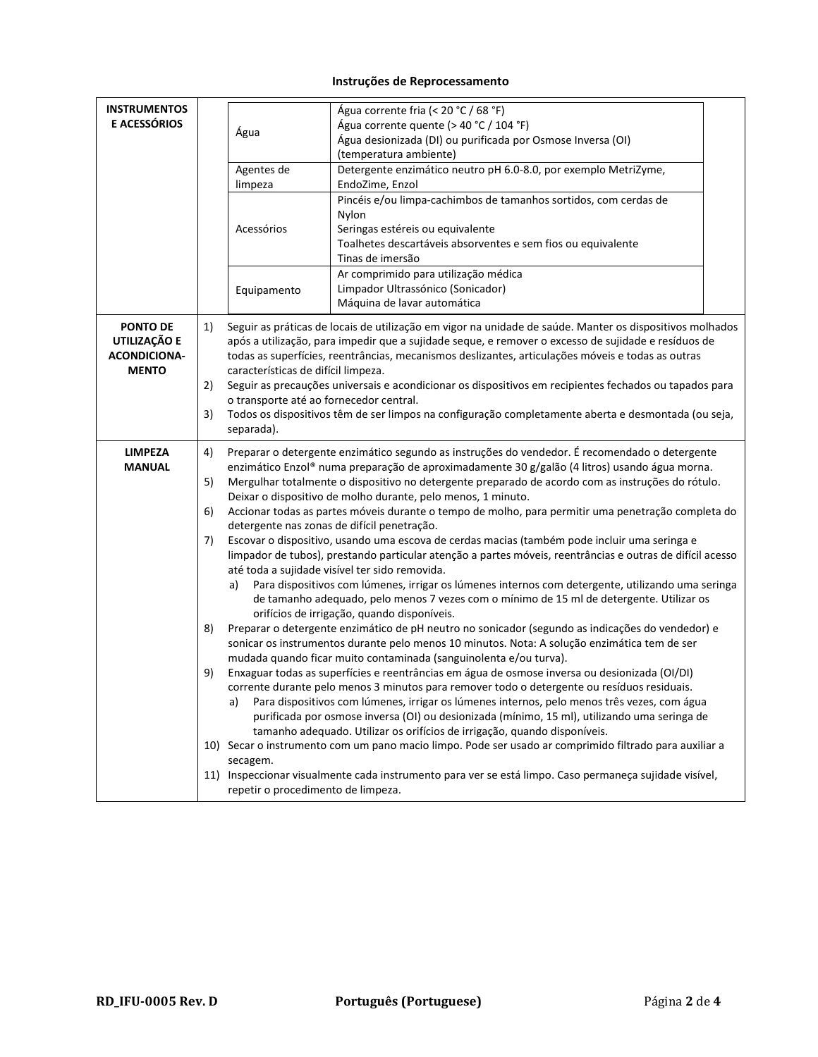**Instruções de Reprocessamento**

| | | |
|---|---|---|
| **INSTRUMENTOS E ACESSÓRIOS** | Água | Água corrente fria (< 20 °C / 68 °F)<br>Água corrente quente (> 40 °C / 104 °F)<br>Água desionizada (DI) ou purificada por Osmose Inversa (OI) (temperatura ambiente) |
| | Agentes de limpeza | Detergente enzimático neutro pH 6.0-8.0, por exemplo MetriZyme, EndoZime, Enzol |
| | Acessórios | Pincéis e/ou limpa-cachimbos de tamanhos sortidos, com cerdas de Nylon<br>Seringas estéreis ou equivalente<br>Toalhetes descartáveis absorventes e sem fios ou equivalente<br>Tinas de imersão |
| | Equipamento | Ar comprimido para utilização médica<br>Limpador Ultrassónico (Sonicador)<br>Máquina de lavar automática |

**PONTO DE UTILIZAÇÃO E ACONDICIONAMENTO**

1) Seguir as práticas de locais de utilização em vigor na unidade de saúde. Manter os dispositivos molhados após a utilização, para impedir que a sujidade seque, e remover o excesso de sujidade e resíduos de todas as superfícies, reentrâncias, mecanismos deslizantes, articulações móveis e todas as outras características de difícil limpeza.
2) Seguir as precauções universais e acondicionar os dispositivos em recipientes fechados ou tapados para o transporte até ao fornecedor central.
3) Todos os dispositivos têm de ser limpos na configuração completamente aberta e desmontada (ou seja, separada).

**LIMPEZA MANUAL**

4) Preparar o detergente enzimático segundo as instruções do vendedor. É recomendado o detergente enzimático Enzol® numa preparação de aproximadamente 30 g/galão (4 litros) usando água morna.
5) Mergulhar totalmente o dispositivo no detergente preparado de acordo com as instruções do rótulo. Deixar o dispositivo de molho durante, pelo menos, 1 minuto.
6) Accionar todas as partes móveis durante o tempo de molho, para permitir uma penetração completa do detergente nas zonas de difícil penetração.
7) Escovar o dispositivo, usando uma escova de cerdas macias (também pode incluir uma seringa e limpador de tubos), prestando particular atenção a partes móveis, reentrâncias e outras de difícil acesso até toda a sujidade visível ter sido removida.
   a) Para dispositivos com lúmenes, irrigar os lúmenes internos com detergente, utilizando uma seringa de tamanho adequado, pelo menos 7 vezes com o mínimo de 15 ml de detergente. Utilizar os orifícios de irrigação, quando disponíveis.
8) Preparar o detergente enzimático de pH neutro no sonicador (segundo as indicações do vendedor) e sonicar os instrumentos durante pelo menos 10 minutos. Nota: A solução enzimática tem de ser mudada quando ficar muito contaminada (sanguinolenta e/ou turva).
9) Enxaguar todas as superfícies e reentrâncias em água de osmose inversa ou desionizada (OI/DI) corrente durante pelo menos 3 minutos para remover todo o detergente ou resíduos residuais.
   a) Para dispositivos com lúmenes, irrigar os lúmenes internos, pelo menos três vezes, com água purificada por osmose inversa (OI) ou desionizada (mínimo, 15 ml), utilizando uma seringa de tamanho adequado. Utilizar os orifícios de irrigação, quando disponíveis.
10) Secar o instrumento com um pano macio limpo. Pode ser usado ar comprimido filtrado para auxiliar a secagem.
11) Inspeccionar visualmente cada instrumento para ver se está limpo. Caso permaneça sujidade visível, repetir o procedimento de limpeza.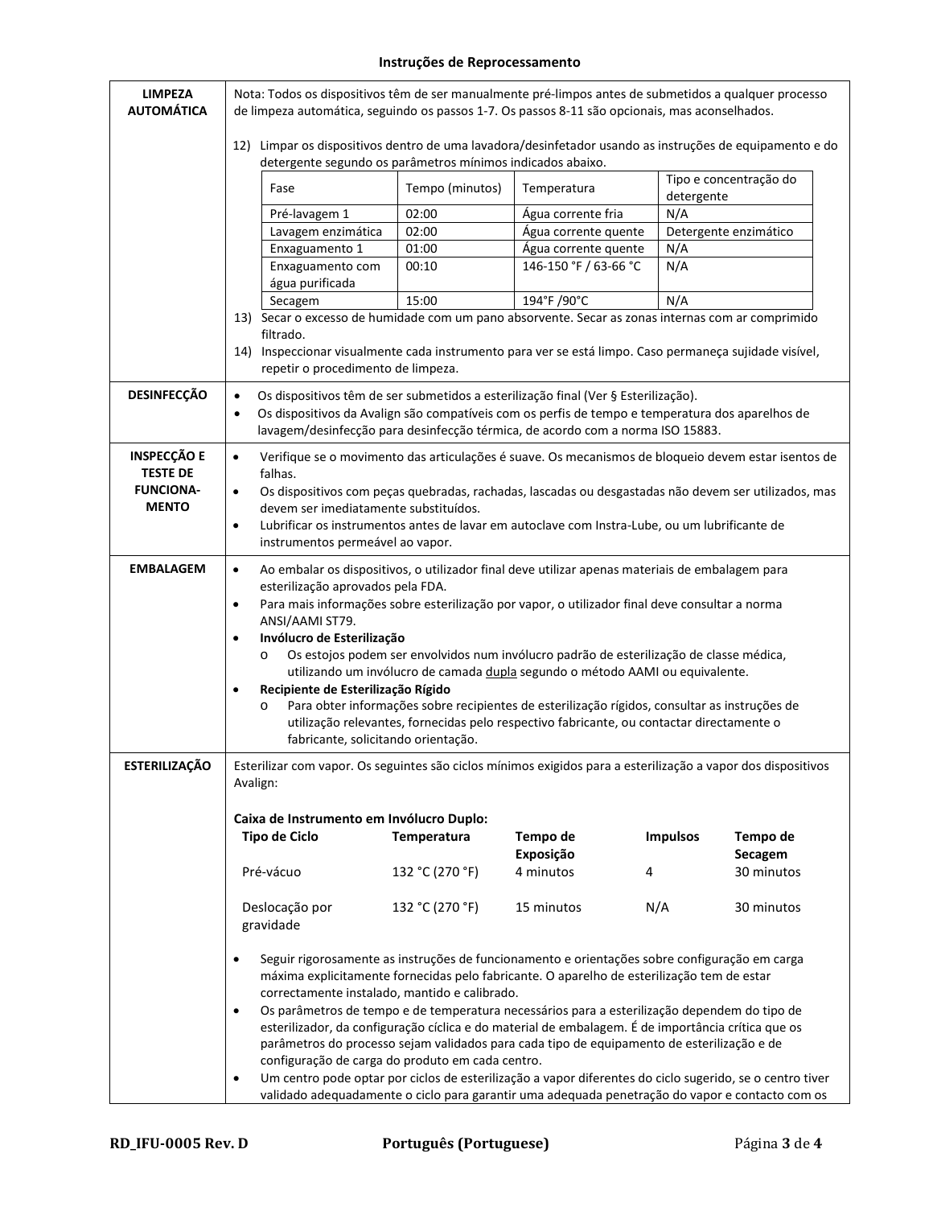# Instruções de Reprocessamento

**LIMPEZA AUTOMÁTICA**

Nota: Todos os dispositivos têm de ser manualmente pré-limpos antes de submetidos a qualquer processo de limpeza automática, seguindo os passos 1-7. Os passos 8-11 são opcionais, mas aconselhados.

12) Limpar os dispositivos dentro de uma lavadora/desinfetador usando as instruções de equipamento e do detergente segundo os parâmetros mínimos indicados abaixo.

| Fase | Tempo (minutos) | Temperatura | Tipo e concentração do detergente |
|---|---|---|---|
| Pré-lavagem 1 | 02:00 | Água corrente fria | N/A |
| Lavagem enzimática | 02:00 | Água corrente quente | Detergente enzimático |
| Enxaguamento 1 | 01:00 | Água corrente quente | N/A |
| Enxaguamento com água purificada | 00:10 | 146-150 °F / 63-66 °C | N/A |
| Secagem | 15:00 | 194°F /90°C | N/A |

13) Secar o excesso de humidade com um pano absorvente. Secar as zonas internas com ar comprimido filtrado.
14) Inspeccionar visualmente cada instrumento para ver se está limpo. Caso permaneça sujidade visível, repetir o procedimento de limpeza.

**DESINFECÇÃO**

- Os dispositivos têm de ser submetidos a esterilização final (Ver § Esterilização).
- Os dispositivos da Avalign são compatíveis com os perfis de tempo e temperatura dos aparelhos de lavagem/desinfecção para desinfecção térmica, de acordo com a norma ISO 15883.

**INSPECÇÃO E TESTE DE FUNCIONAMENTO**

- Verifique se o movimento das articulações é suave. Os mecanismos de bloqueio devem estar isentos de falhas.
- Os dispositivos com peças quebradas, rachadas, lascadas ou desgastadas não devem ser utilizados, mas devem ser imediatamente substituídos.
- Lubrificar os instrumentos antes de lavar em autoclave com Instra-Lube, ou um lubrificante de instrumentos permeável ao vapor.

**EMBALAGEM**

- Ao embalar os dispositivos, o utilizador final deve utilizar apenas materiais de embalagem para esterilização aprovados pela FDA.
- Para mais informações sobre esterilização por vapor, o utilizador final deve consultar a norma ANSI/AAMI ST79.
- **Invólucro de Esterilização**
  - Os estojos podem ser envolvidos num invólucro padrão de esterilização de classe médica, utilizando um invólucro de camada dupla segundo o método AAMI ou equivalente.
- **Recipiente de Esterilização Rígido**
  - Para obter informações sobre recipientes de esterilização rígidos, consultar as instruções de utilização relevantes, fornecidas pelo respectivo fabricante, ou contactar directamente o fabricante, solicitando orientação.

**ESTERILIZAÇÃO**

Esterilizar com vapor. Os seguintes são ciclos mínimos exigidos para a esterilização a vapor dos dispositivos Avalign:

**Caixa de Instrumento em Invólucro Duplo:**

| Tipo de Ciclo | Temperatura | Tempo de Exposição | Impulsos | Tempo de Secagem |
|---|---|---|---|---|
| Pré-vácuo | 132 °C (270 °F) | 4 minutos | 4 | 30 minutos |
| Deslocação por gravidade | 132 °C (270 °F) | 15 minutos | N/A | 30 minutos |

- Seguir rigorosamente as instruções de funcionamento e orientações sobre configuração em carga máxima explicitamente fornecidas pelo fabricante. O aparelho de esterilização tem de estar correctamente instalado, mantido e calibrado.
- Os parâmetros de tempo e de temperatura necessários para a esterilização dependem do tipo de esterilizador, da configuração cíclica e do material de embalagem. É de importância crítica que os parâmetros do processo sejam validados para cada tipo de equipamento de esterilização e de configuração de carga do produto em cada centro.
- Um centro pode optar por ciclos de esterilização a vapor diferentes do ciclo sugerido, se o centro tiver validado adequadamente o ciclo para garantir uma adequada penetração do vapor e contacto com os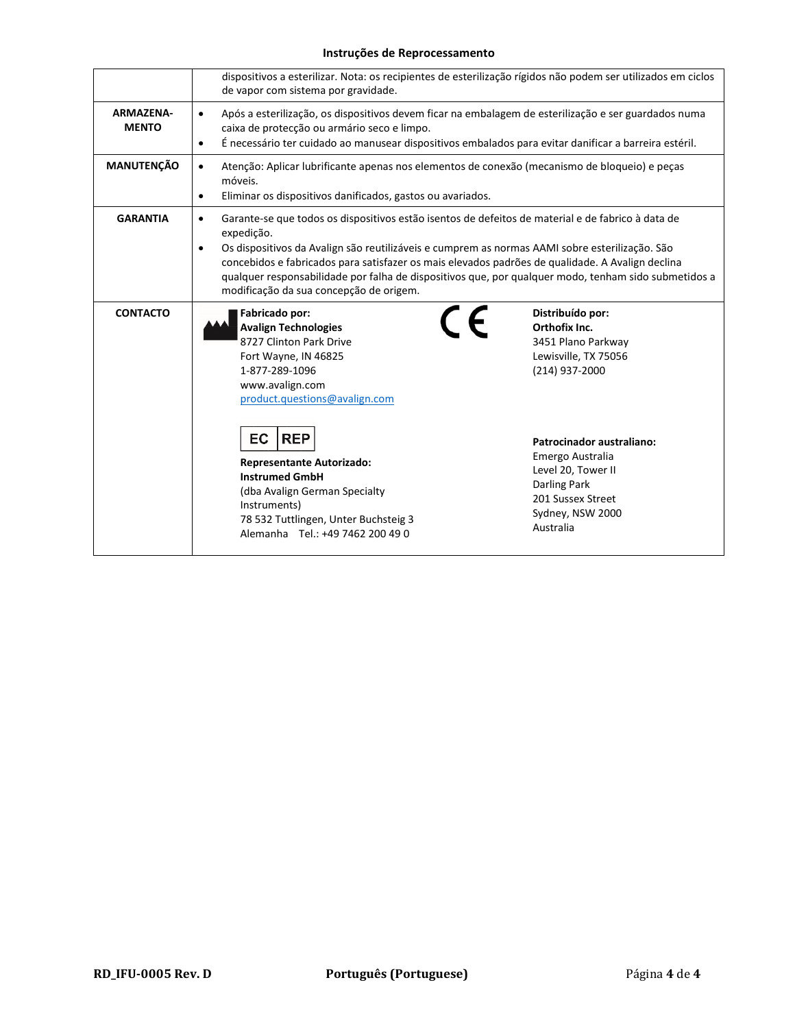| | |
|---|---|
| | dispositivos a esterilizar. Nota: os recipientes de esterilização rígidos não podem ser utilizados em ciclos de vapor com sistema por gravidade. |
| **ARMAZENA-MENTO** | • Após a esterilização, os dispositivos devem ficar na embalagem de esterilização e ser guardados numa caixa de protecção ou armário seco e limpo.<br>• É necessário ter cuidado ao manusear dispositivos embalados para evitar danificar a barreira estéril. |
| **MANUTENÇÃO** | • Atenção: Aplicar lubrificante apenas nos elementos de conexão (mecanismo de bloqueio) e peças móveis.<br>• Eliminar os dispositivos danificados, gastos ou avariados. |
| **GARANTIA** | • Garante-se que todos os dispositivos estão isentos de defeitos de material e de fabrico à data de expedição.<br>• Os dispositivos da Avalign são reutilizáveis e cumprem as normas AAMI sobre esterilização. São concebidos e fabricados para satisfazer os mais elevados padrões de qualidade. A Avalign declina qualquer responsabilidade por falha de dispositivos que, por qualquer modo, tenham sido submetidos a modificação da sua concepção de origem. |
| **CONTACTO** | **Fabricado por:**<br>**Avalign Technologies**<br>8727 Clinton Park Drive<br>Fort Wayne, IN 46825<br>1-877-289-1096<br>www.avalign.com<br>product.questions@avalign.com<br><br>CE<br><br>**Distribuído por:**<br>**Orthofix Inc.**<br>3451 Plano Parkway<br>Lewisville, TX 75056<br>(214) 937-2000<br><br>EC REP<br>**Representante Autorizado:**<br>**Instrumed GmbH**<br>(dba Avalign German Specialty Instruments)<br>78 532 Tuttlingen, Unter Buchsteig 3<br>Alemanha Tel.: +49 7462 200 49 0<br><br>**Patrocinador australiano:**<br>Emergo Australia<br>Level 20, Tower II<br>Darling Park<br>201 Sussex Street<br>Sydney, NSW 2000<br>Australia |

RD_IFU-0005 Rev. D

Português (Portuguese)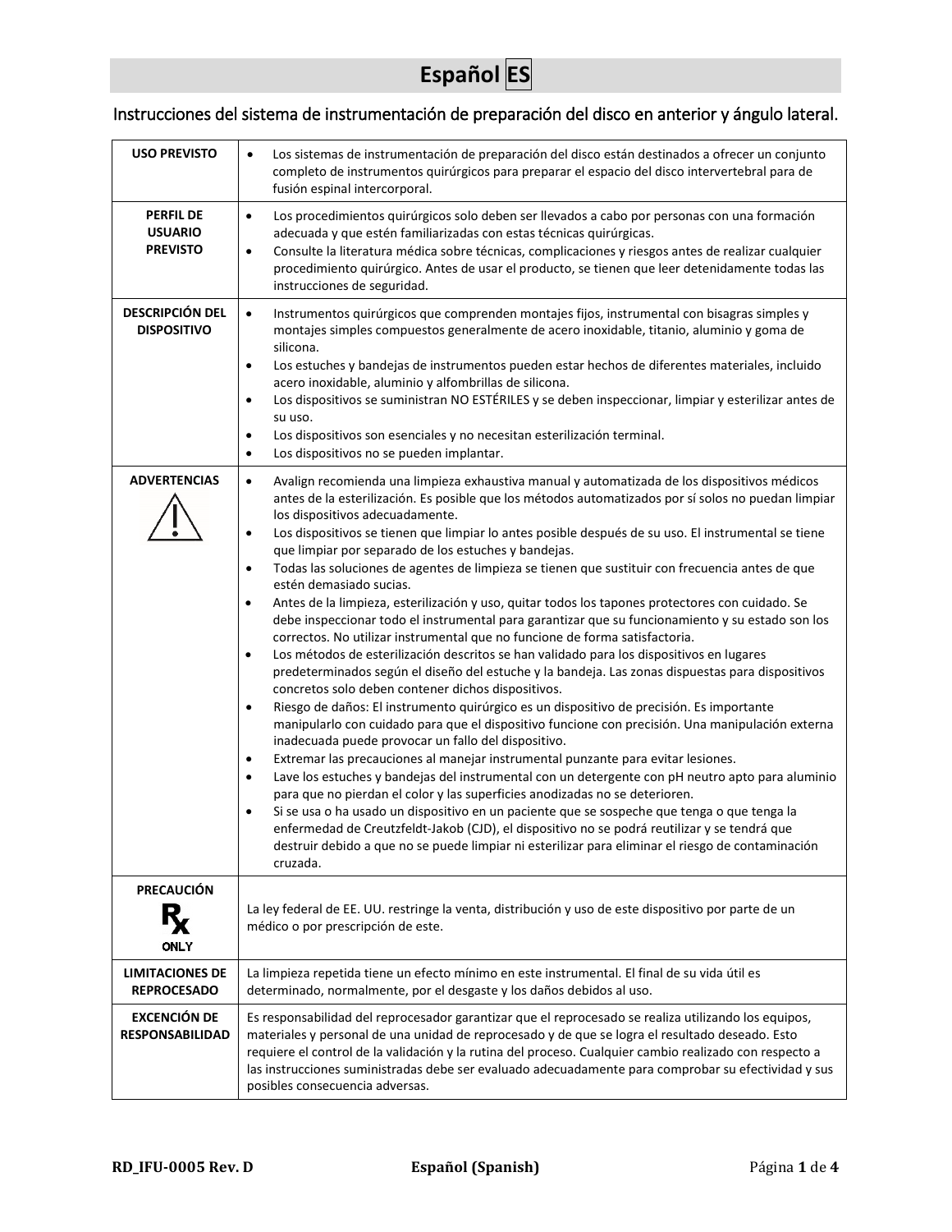# Español ES

## Instrucciones del sistema de instrumentación de preparación del disco en anterior y ángulo lateral.

| | |
|---|---|
| **USO PREVISTO** | • Los sistemas de instrumentación de preparación del disco están destinados a ofrecer un conjunto completo de instrumentos quirúrgicos para preparar el espacio del disco intervertebral para de fusión espinal intercorporal. |
| **PERFIL DE USUARIO PREVISTO** | • Los procedimientos quirúrgicos solo deben ser llevados a cabo por personas con una formación adecuada y que estén familiarizadas con estas técnicas quirúrgicas.<br>• Consulte la literatura médica sobre técnicas, complicaciones y riesgos antes de realizar cualquier procedimiento quirúrgico. Antes de usar el producto, se tienen que leer detenidamente todas las instrucciones de seguridad. |
| **DESCRIPCIÓN DEL DISPOSITIVO** | • Instrumentos quirúrgicos que comprenden montajes fijos, instrumental con bisagras simples y montajes simples compuestos generalmente de acero inoxidable, titanio, aluminio y goma de silicona.<br>• Los estuches y bandejas de instrumentos pueden estar hechos de diferentes materiales, incluido acero inoxidable, aluminio y alfombrillas de silicona.<br>• Los dispositivos se suministran NO ESTÉRILES y se deben inspeccionar, limpiar y esterilizar antes de su uso.<br>• Los dispositivos son esenciales y no necesitan esterilización terminal.<br>• Los dispositivos no se pueden implantar. |
| **ADVERTENCIAS** | • Avalign recomienda una limpieza exhaustiva manual y automatizada de los dispositivos médicos antes de la esterilización. Es posible que los métodos automatizados por sí solos no puedan limpiar los dispositivos adecuadamente.<br>• Los dispositivos se tienen que limpiar lo antes posible después de su uso. El instrumental se tiene que limpiar por separado de los estuches y bandejas.<br>• Todas las soluciones de agentes de limpieza se tienen que sustituir con frecuencia antes de que estén demasiado sucias.<br>• Antes de la limpieza, esterilización y uso, quitar todos los tapones protectores con cuidado. Se debe inspeccionar todo el instrumental para garantizar que su funcionamiento y su estado son los correctos. No utilizar instrumental que no funcione de forma satisfactoria.<br>• Los métodos de esterilización descritos se han validado para los dispositivos en lugares predeterminados según el diseño del estuche y la bandeja. Las zonas dispuestas para dispositivos concretos solo deben contener dichos dispositivos.<br>• Riesgo de daños: El instrumento quirúrgico es un dispositivo de precisión. Es importante manipularlo con cuidado para que el dispositivo funcione con precisión. Una manipulación externa inadecuada puede provocar un fallo del dispositivo.<br>• Extremar las precauciones al manejar instrumental punzante para evitar lesiones.<br>• Lave los estuches y bandejas del instrumental con un detergente con pH neutro apto para aluminio para que no pierdan el color y las superficies anodizadas no se deterioren.<br>• Si se usa o ha usado un dispositivo en un paciente que se sospeche que tenga o que tenga la enfermedad de Creutzfeldt-Jakob (CJD), el dispositivo no se podrá reutilizar y se tendrá que destruir debido a que no se puede limpiar ni esterilizar para eliminar el riesgo de contaminación cruzada. |
| **PRECAUCIÓN**<br>Rx ONLY | La ley federal de EE. UU. restringe la venta, distribución y uso de este dispositivo por parte de un médico o por prescripción de este. |
| **LIMITACIONES DE REPROCESADO** | La limpieza repetida tiene un efecto mínimo en este instrumental. El final de su vida útil es determinado, normalmente, por el desgaste y los daños debidos al uso. |
| **EXCENCIÓN DE RESPONSABILIDAD** | Es responsabilidad del reprocesador garantizar que el reprocesado se realiza utilizando los equipos, materiales y personal de una unidad de reprocesado y de que se logra el resultado deseado. Esto requiere el control de la validación y la rutina del proceso. Cualquier cambio realizado con respecto a las instrucciones suministradas debe ser evaluado adecuadamente para comprobar su efectividad y sus posibles consecuencia adversas. |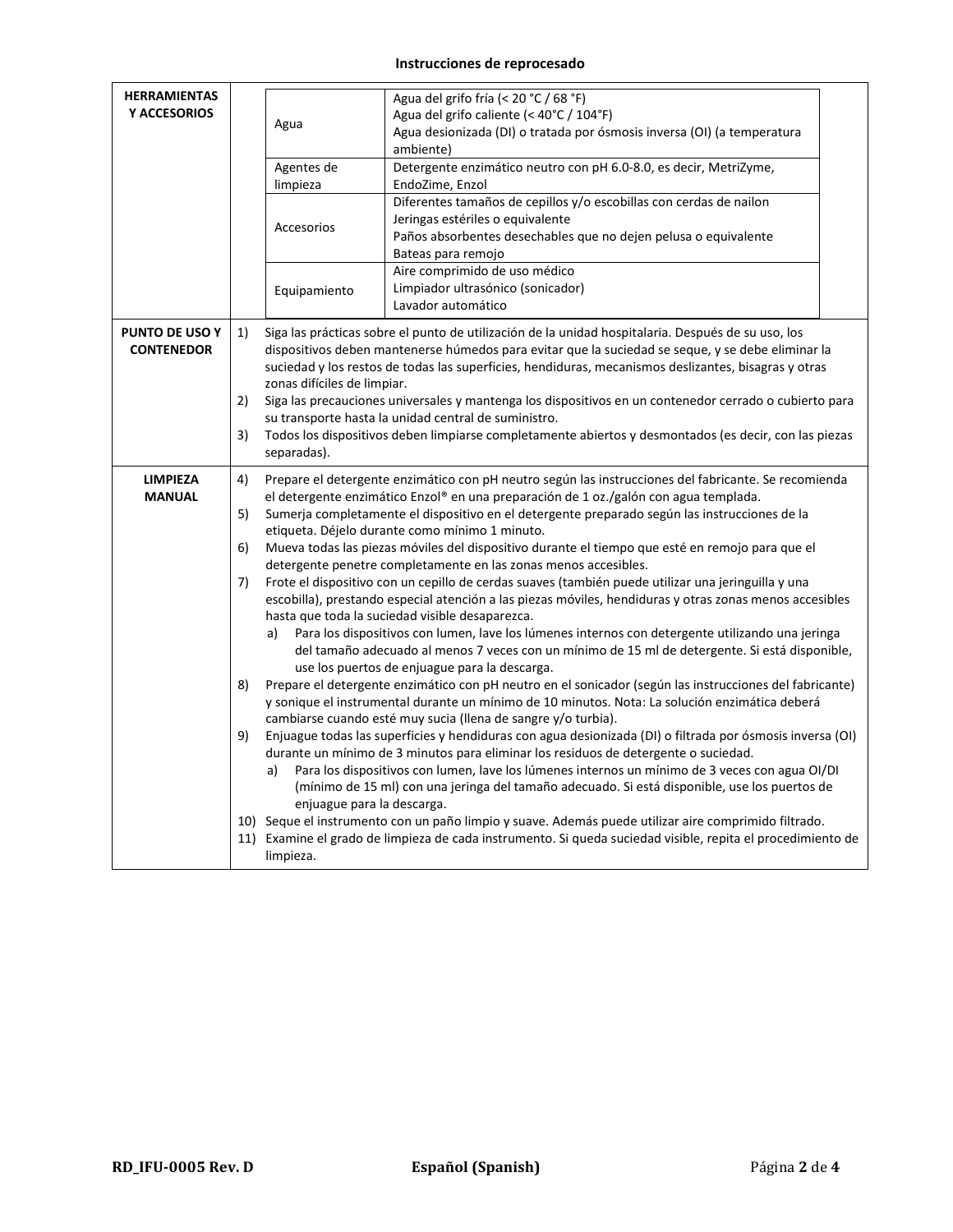# Instrucciones de reprocesado

| | |
|---|---|
| **HERRAMIENTAS Y ACCESORIOS** | **Agua:** Agua del grifo fría (< 20 °C / 68 °F)<br>Agua del grifo caliente (< 40°C / 104°F)<br>Agua desionizada (DI) o tratada por ósmosis inversa (OI) (a temperatura ambiente)<br><br>**Agentes de limpieza:** Detergente enzimático neutro con pH 6.0-8.0, es decir, MetriZyme, EndoZime, Enzol<br><br>**Accesorios:** Diferentes tamaños de cepillos y/o escobillas con cerdas de nailon<br>Jeringas estériles o equivalente<br>Paños absorbentes desechables que no dejen pelusa o equivalente<br>Bateas para remojo<br><br>**Equipamiento:** Aire comprimido de uso médico<br>Limpiador ultrasónico (sonicador)<br>Lavador automático |
| **PUNTO DE USO Y CONTENEDOR** | 1) Siga las prácticas sobre el punto de utilización de la unidad hospitalaria. Después de su uso, los dispositivos deben mantenerse húmedos para evitar que la suciedad se seque, y se debe eliminar la suciedad y los restos de todas las superficies, hendiduras, mecanismos deslizantes, bisagras y otras zonas difíciles de limpiar.<br>2) Siga las precauciones universales y mantenga los dispositivos en un contenedor cerrado o cubierto para su transporte hasta la unidad central de suministro.<br>3) Todos los dispositivos deben limpiarse completamente abiertos y desmontados (es decir, con las piezas separadas). |
| **LIMPIEZA MANUAL** | 4) Prepare el detergente enzimático con pH neutro según las instrucciones del fabricante. Se recomienda el detergente enzimático Enzol® en una preparación de 1 oz./galón con agua templada.<br>5) Sumerja completamente el dispositivo en el detergente preparado según las instrucciones de la etiqueta. Déjelo durante como mínimo 1 minuto.<br>6) Mueva todas las piezas móviles del dispositivo durante el tiempo que esté en remojo para que el detergente penetre completamente en las zonas menos accesibles.<br>7) Frote el dispositivo con un cepillo de cerdas suaves (también puede utilizar una jeringuilla y una escobilla), prestando especial atención a las piezas móviles, hendiduras y otras zonas menos accesibles hasta que toda la suciedad visible desaparezca.<br>&nbsp;&nbsp;&nbsp;&nbsp;a) Para los dispositivos con lumen, lave los lúmenes internos con detergente utilizando una jeringa del tamaño adecuado al menos 7 veces con un mínimo de 15 ml de detergente. Si está disponible, use los puertos de enjuague para la descarga.<br>8) Prepare el detergente enzimático con pH neutro en el sonicador (según las instrucciones del fabricante) y sonique el instrumental durante un mínimo de 10 minutos. Nota: La solución enzimática deberá cambiarse cuando esté muy sucia (llena de sangre y/o turbia).<br>9) Enjuague todas las superficies y hendiduras con agua desionizada (DI) o filtrada por ósmosis inversa (OI) durante un mínimo de 3 minutos para eliminar los residuos de detergente o suciedad.<br>&nbsp;&nbsp;&nbsp;&nbsp;a) Para los dispositivos con lumen, lave los lúmenes internos un mínimo de 3 veces con agua OI/DI (mínimo de 15 ml) con una jeringa del tamaño adecuado. Si está disponible, use los puertos de enjuague para la descarga.<br>10) Seque el instrumento con un paño limpio y suave. Además puede utilizar aire comprimido filtrado.<br>11) Examine el grado de limpieza de cada instrumento. Si queda suciedad visible, repita el procedimiento de limpieza. |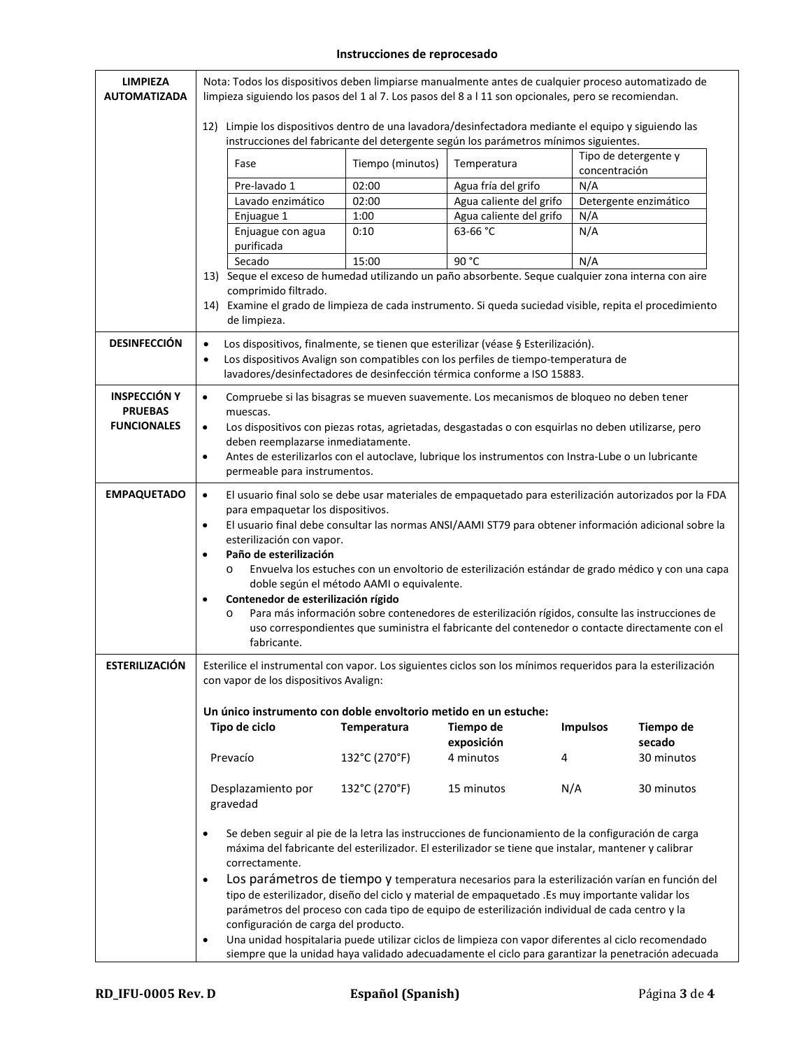### Instrucciones de reprocesado

**LIMPIEZA AUTOMATIZADA**

Nota: Todos los dispositivos deben limpiarse manualmente antes de cualquier proceso automatizado de limpieza siguiendo los pasos del 1 al 7. Los pasos del 8 a l 11 son opcionales, pero se recomiendan.

12) Limpie los dispositivos dentro de una lavadora/desinfectadora mediante el equipo y siguiendo las instrucciones del fabricante del detergente según los parámetros mínimos siguientes.

| Fase | Tiempo (minutos) | Temperatura | Tipo de detergente y concentración |
|---|---|---|---|
| Pre-lavado 1 | 02:00 | Agua fría del grifo | N/A |
| Lavado enzimático | 02:00 | Agua caliente del grifo | Detergente enzimático |
| Enjuague 1 | 1:00 | Agua caliente del grifo | N/A |
| Enjuague con agua purificada | 0:10 | 63-66 °C | N/A |
| Secado | 15:00 | 90 °C | N/A |

13) Seque el exceso de humedad utilizando un paño absorbente. Seque cualquier zona interna con aire comprimido filtrado.

14) Examine el grado de limpieza de cada instrumento. Si queda suciedad visible, repita el procedimiento de limpieza.

**DESINFECCIÓN**

- Los dispositivos, finalmente, se tienen que esterilizar (véase § Esterilización).
- Los dispositivos Avalign son compatibles con los perfiles de tiempo-temperatura de lavadores/desinfectadores de desinfección térmica conforme a ISO 15883.

**INSPECCIÓN Y PRUEBAS FUNCIONALES**

- Compruebe si las bisagras se mueven suavemente. Los mecanismos de bloqueo no deben tener muescas.
- Los dispositivos con piezas rotas, agrietadas, desgastadas o con esquirlas no deben utilizarse, pero deben reemplazarse inmediatamente.
- Antes de esterilizarlos con el autoclave, lubrique los instrumentos con Instra-Lube o un lubricante permeable para instrumentos.

**EMPAQUETADO**

- El usuario final solo se debe usar materiales de empaquetado para esterilización autorizados por la FDA para empaquetar los dispositivos.
- El usuario final debe consultar las normas ANSI/AAMI ST79 para obtener información adicional sobre la esterilización con vapor.
- **Paño de esterilización**
  - Envuelva los estuches con un envoltorio de esterilización estándar de grado médico y con una capa doble según el método AAMI o equivalente.
- **Contenedor de esterilización rígido**
  - Para más información sobre contenedores de esterilización rígidos, consulte las instrucciones de uso correspondientes que suministra el fabricante del contenedor o contacte directamente con el fabricante.

**ESTERILIZACIÓN**

Esterilice el instrumental con vapor. Los siguientes ciclos son los mínimos requeridos para la esterilización con vapor de los dispositivos Avalign:

**Un único instrumento con doble envoltorio metido en un estuche:**

| Tipo de ciclo | Temperatura | Tiempo de exposición | Impulsos | Tiempo de secado |
|---|---|---|---|---|
| Prevacío | 132°C (270°F) | 4 minutos | 4 | 30 minutos |
| Desplazamiento por gravedad | 132°C (270°F) | 15 minutos | N/A | 30 minutos |

- Se deben seguir al pie de la letra las instrucciones de funcionamiento de la configuración de carga máxima del fabricante del esterilizador. El esterilizador se tiene que instalar, mantener y calibrar correctamente.
- Los parámetros de tiempo y temperatura necesarios para la esterilización varían en función del tipo de esterilizador, diseño del ciclo y material de empaquetado .Es muy importante validar los parámetros del proceso con cada tipo de equipo de esterilización individual de cada centro y la configuración de carga del producto.
- Una unidad hospitalaria puede utilizar ciclos de limpieza con vapor diferentes al ciclo recomendado siempre que la unidad haya validado adecuadamente el ciclo para garantizar la penetración adecuada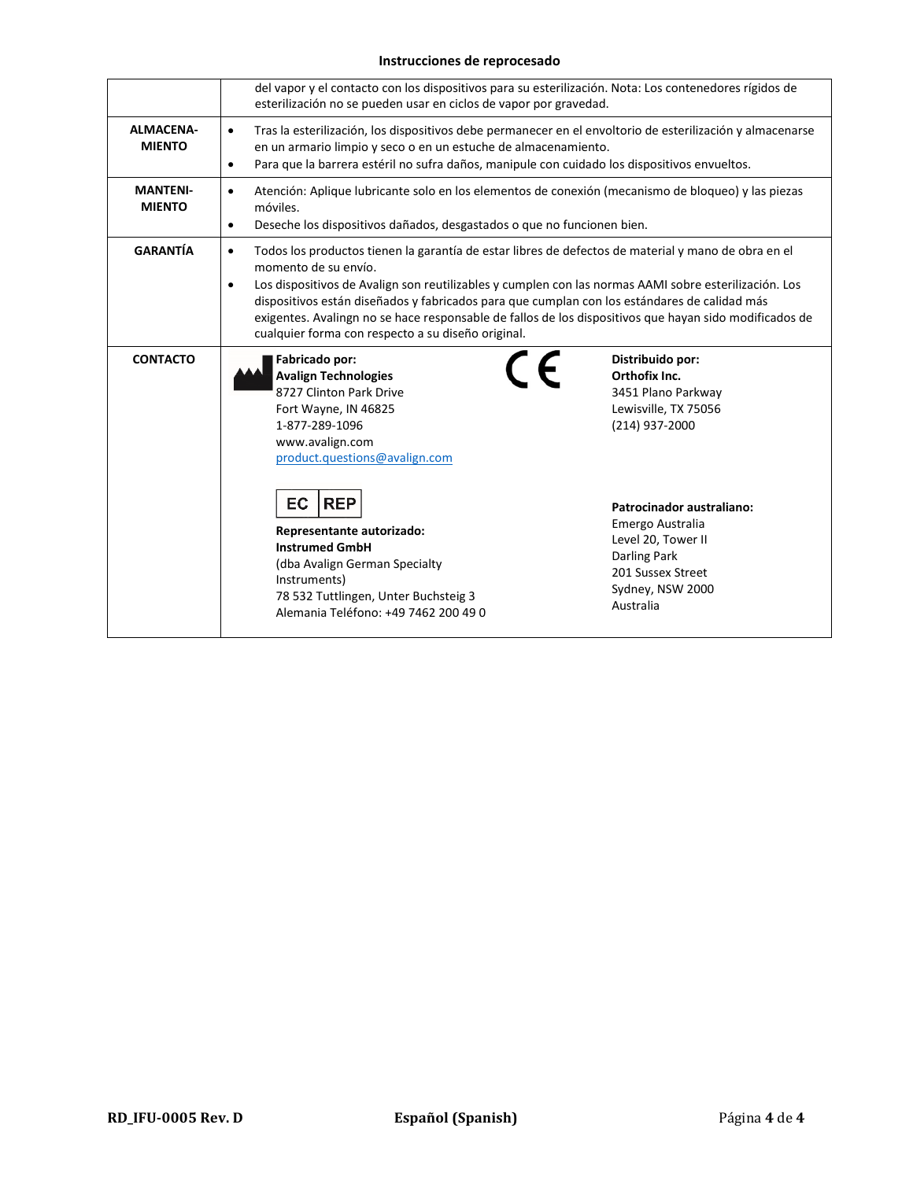| | |
|---|---|
| | del vapor y el contacto con los dispositivos para su esterilización. Nota: Los contenedores rígidos de esterilización no se pueden usar en ciclos de vapor por gravedad. |
| **ALMACENA-MIENTO** | • Tras la esterilización, los dispositivos debe permanecer en el envoltorio de esterilización y almacenarse en un armario limpio y seco o en un estuche de almacenamiento.<br>• Para que la barrera estéril no sufra daños, manipule con cuidado los dispositivos envueltos. |
| **MANTENI-MIENTO** | • Atención: Aplique lubricante solo en los elementos de conexión (mecanismo de bloqueo) y las piezas móviles.<br>• Deseche los dispositivos dañados, desgastados o que no funcionen bien. |
| **GARANTÍA** | • Todos los productos tienen la garantía de estar libres de defectos de material y mano de obra en el momento de su envío.<br>• Los dispositivos de Avalign son reutilizables y cumplen con las normas AAMI sobre esterilización. Los dispositivos están diseñados y fabricados para que cumplan con los estándares de calidad más exigentes. Avalingn no se hace responsable de fallos de los dispositivos que hayan sido modificados de cualquier forma con respecto a su diseño original. |
| **CONTACTO** | **Fabricado por:**<br>**Avalign Technologies**<br>8727 Clinton Park Drive<br>Fort Wayne, IN 46825<br>1-877-289-1096<br>www.avalign.com<br>product.questions@avalign.com<br><br>CE<br><br>**Distribuido por:**<br>**Orthofix Inc.**<br>3451 Plano Parkway<br>Lewisville, TX 75056<br>(214) 937-2000<br><br>EC REP<br>**Representante autorizado:**<br>**Instrumed GmbH**<br>(dba Avalign German Specialty Instruments)<br>78 532 Tuttlingen, Unter Buchsteig 3<br>Alemania Teléfono: +49 7462 200 49 0<br><br>**Patrocinador australiano:**<br>Emergo Australia<br>Level 20, Tower II<br>Darling Park<br>201 Sussex Street<br>Sydney, NSW 2000<br>Australia |